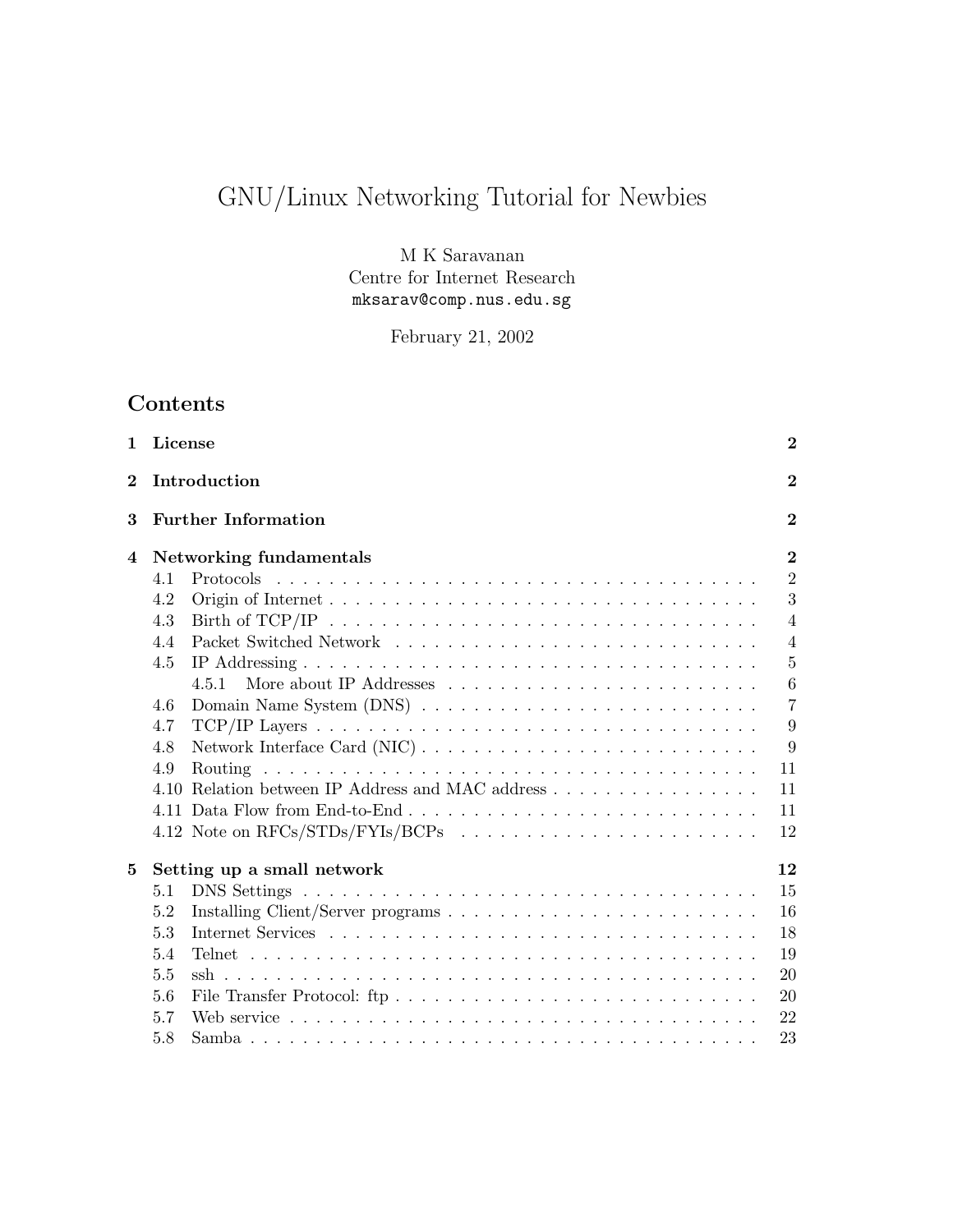# GNU/Linux Networking Tutorial for Newbies

M K Saravanan
Centre for Internet Research
mksarav@comp.nus.edu.sg

February 21, 2002

## Contents

**1 License** **2**

**2 Introduction** **2**

**3 Further Information** **2**

**4 Networking fundamentals** **2**

- 4.1 Protocols . . . . . 2
- 4.2 Origin of Internet . . . . . 3
- 4.3 Birth of TCP/IP . . . . . 4
- 4.4 Packet Switched Network . . . . . 4
- 4.5 IP Addressing . . . . . 5
  - 4.5.1 More about IP Addresses . . . . . 6
- 4.6 Domain Name System (DNS) . . . . . 7
- 4.7 TCP/IP Layers . . . . . 9
- 4.8 Network Interface Card (NIC) . . . . . 9
- 4.9 Routing . . . . . 11
- 4.10 Relation between IP Address and MAC address . . . . . 11
- 4.11 Data Flow from End-to-End . . . . . 11
- 4.12 Note on RFCs/STDs/FYIs/BCPs . . . . . 12

**5 Setting up a small network** **12**

- 5.1 DNS Settings . . . . . 15
- 5.2 Installing Client/Server programs . . . . . 16
- 5.3 Internet Services . . . . . 18
- 5.4 Telnet . . . . . 19
- 5.5 ssh . . . . . 20
- 5.6 File Transfer Protocol: ftp . . . . . 20
- 5.7 Web service . . . . . 22
- 5.8 Samba . . . . . 23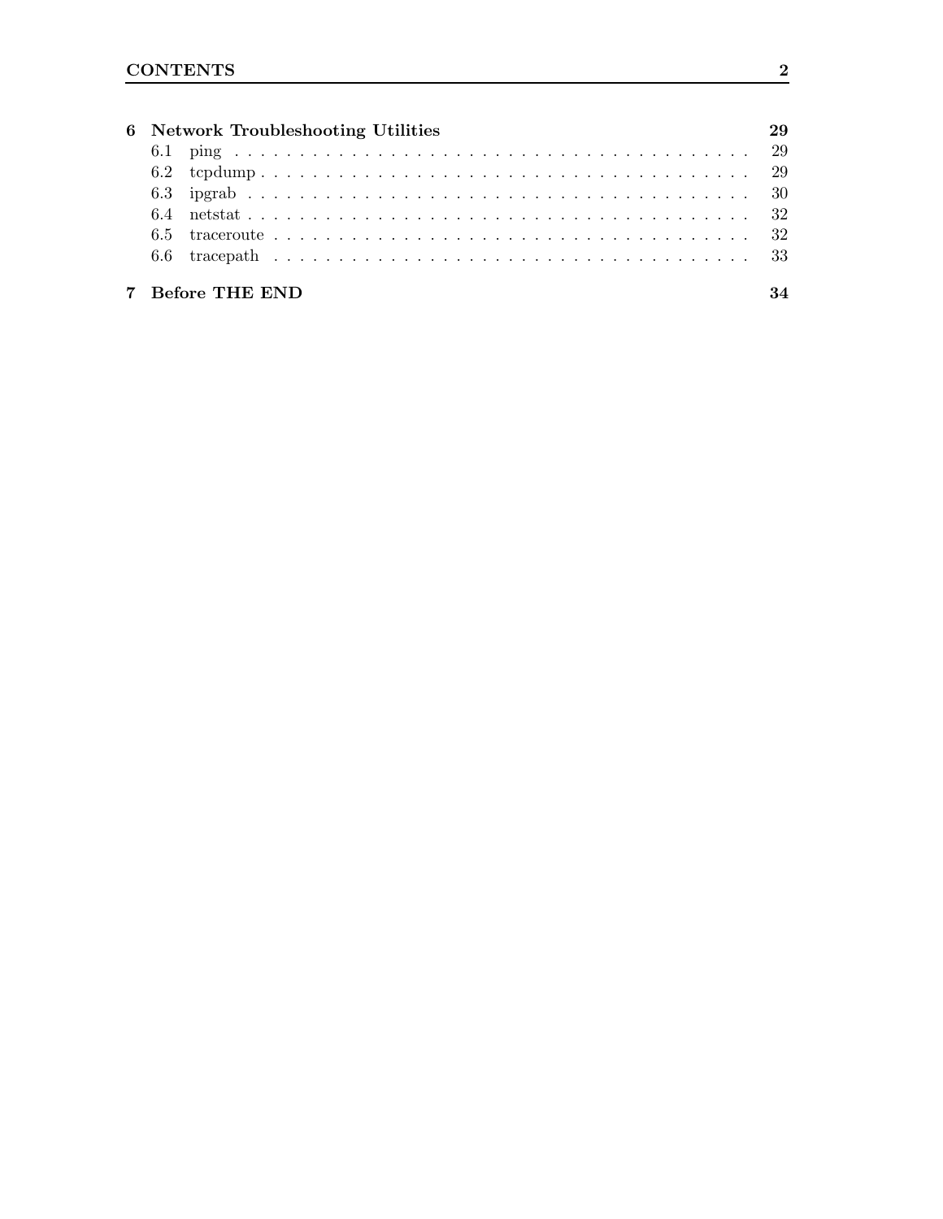**6 Network Troubleshooting Utilities** — 29

- 6.1 ping — 29
- 6.2 tcpdump — 29
- 6.3 ipgrab — 30
- 6.4 netstat — 32
- 6.5 traceroute — 32
- 6.6 tracepath — 33

**7 Before THE END** — 34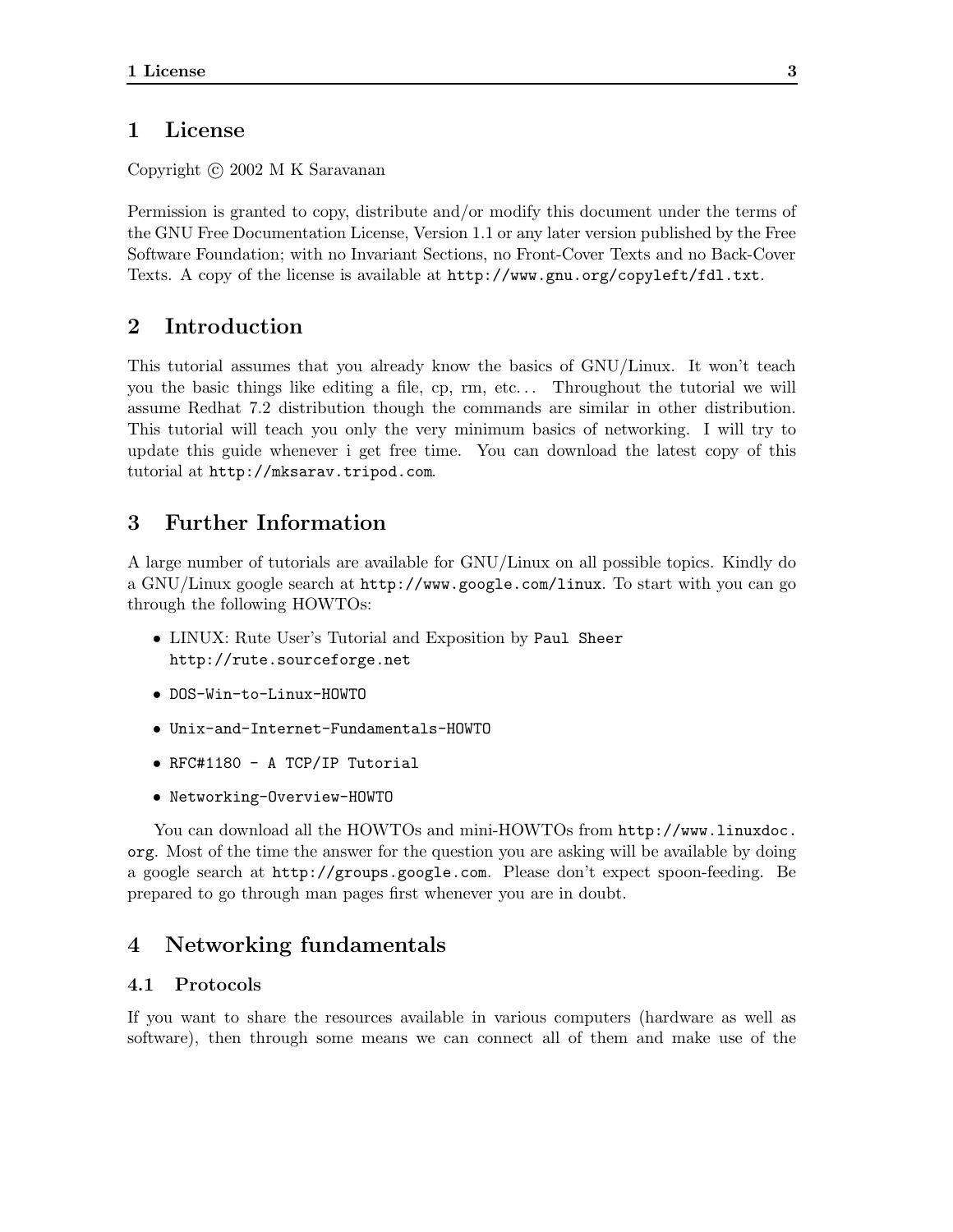# 1 License

Copyright © 2002 M K Saravanan

Permission is granted to copy, distribute and/or modify this document under the terms of the GNU Free Documentation License, Version 1.1 or any later version published by the Free Software Foundation; with no Invariant Sections, no Front-Cover Texts and no Back-Cover Texts. A copy of the license is available at `http://www.gnu.org/copyleft/fdl.txt`.

# 2 Introduction

This tutorial assumes that you already know the basics of GNU/Linux. It won't teach you the basic things like editing a file, cp, rm, etc... Throughout the tutorial we will assume Redhat 7.2 distribution though the commands are similar in other distribution. This tutorial will teach you only the very minimum basics of networking. I will try to update this guide whenever i get free time. You can download the latest copy of this tutorial at `http://mksarav.tripod.com`.

# 3 Further Information

A large number of tutorials are available for GNU/Linux on all possible topics. Kindly do a GNU/Linux google search at `http://www.google.com/linux`. To start with you can go through the following HOWTOs:

- LINUX: Rute User's Tutorial and Exposition by `Paul Sheer` `http://rute.sourceforge.net`
- `DOS-Win-to-Linux-HOWTO`
- `Unix-and-Internet-Fundamentals-HOWTO`
- `RFC#1180 - A TCP/IP Tutorial`
- `Networking-Overview-HOWTO`

You can download all the HOWTOs and mini-HOWTOs from `http://www.linuxdoc.org`. Most of the time the answer for the question you are asking will be available by doing a google search at `http://groups.google.com`. Please don't expect spoon-feeding. Be prepared to go through man pages first whenever you are in doubt.

# 4 Networking fundamentals

## 4.1 Protocols

If you want to share the resources available in various computers (hardware as well as software), then through some means we can connect all of them and make use of the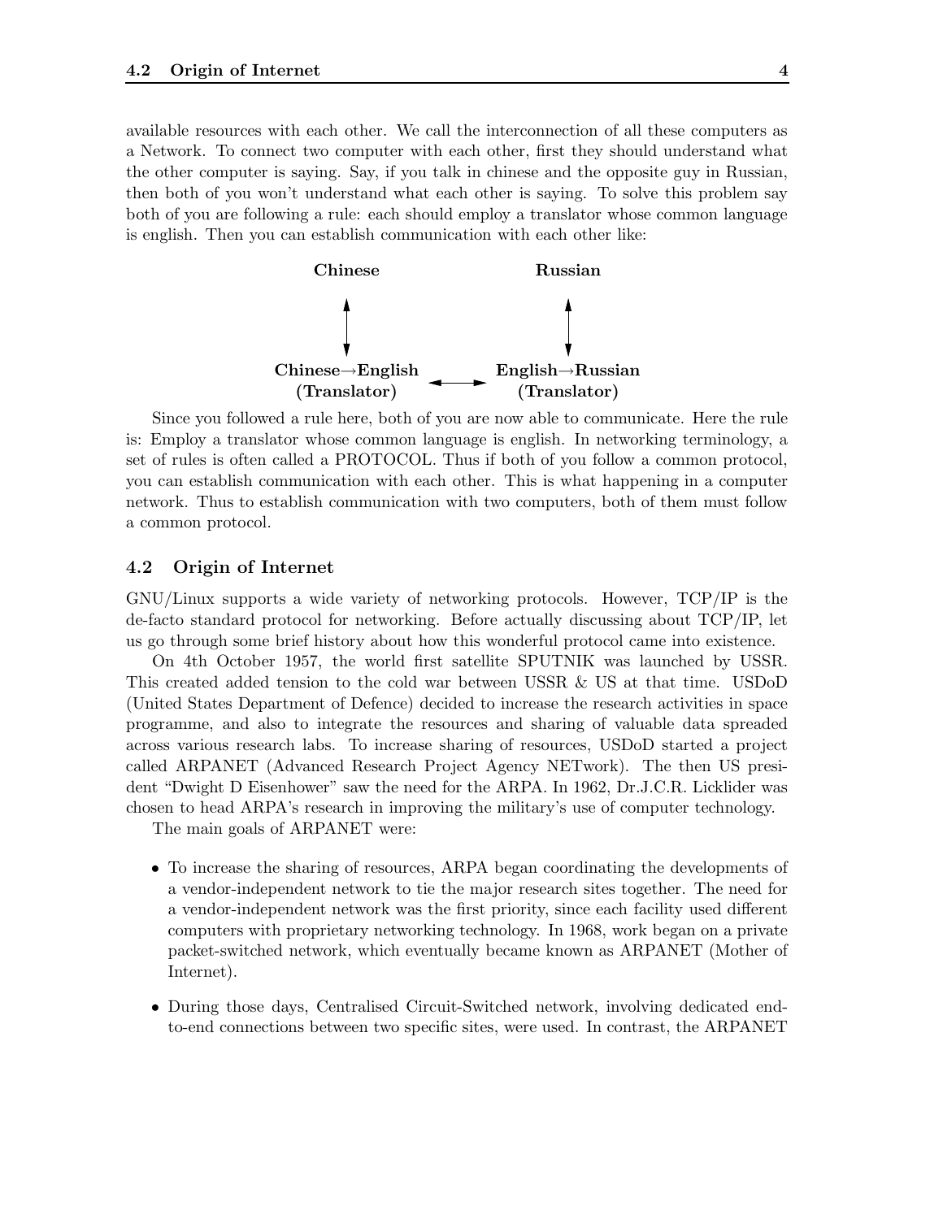available resources with each other. We call the interconnection of all these computers as a Network. To connect two computer with each other, first they should understand what the other computer is saying. Say, if you talk in chinese and the opposite guy in Russian, then both of you won't understand what each other is saying. To solve this problem say both of you are following a rule: each should employ a translator whose common language is english. Then you can establish communication with each other like:

```
        Chinese                      Russian
           ↕                            ↕
   Chinese→English      ←→     English→Russian
     (Translator)                 (Translator)
```

Since you followed a rule here, both of you are now able to communicate. Here the rule is: Employ a translator whose common language is english. In networking terminology, a set of rules is often called a PROTOCOL. Thus if both of you follow a common protocol, you can establish communication with each other. This is what happening in a computer network. Thus to establish communication with two computers, both of them must follow a common protocol.

## 4.2 Origin of Internet

GNU/Linux supports a wide variety of networking protocols. However, TCP/IP is the de-facto standard protocol for networking. Before actually discussing about TCP/IP, let us go through some brief history about how this wonderful protocol came into existence.

On 4th October 1957, the world first satellite SPUTNIK was launched by USSR. This created added tension to the cold war between USSR & US at that time. USDoD (United States Department of Defence) decided to increase the research activities in space programme, and also to integrate the resources and sharing of valuable data spreaded across various research labs. To increase sharing of resources, USDoD started a project called ARPANET (Advanced Research Project Agency NETwork). The then US president "Dwight D Eisenhower" saw the need for the ARPA. In 1962, Dr.J.C.R. Licklider was chosen to head ARPA's research in improving the military's use of computer technology.

The main goals of ARPANET were:

- To increase the sharing of resources, ARPA began coordinating the developments of a vendor-independent network to tie the major research sites together. The need for a vendor-independent network was the first priority, since each facility used different computers with proprietary networking technology. In 1968, work began on a private packet-switched network, which eventually became known as ARPANET (Mother of Internet).
- During those days, Centralised Circuit-Switched network, involving dedicated end-to-end connections between two specific sites, were used. In contrast, the ARPANET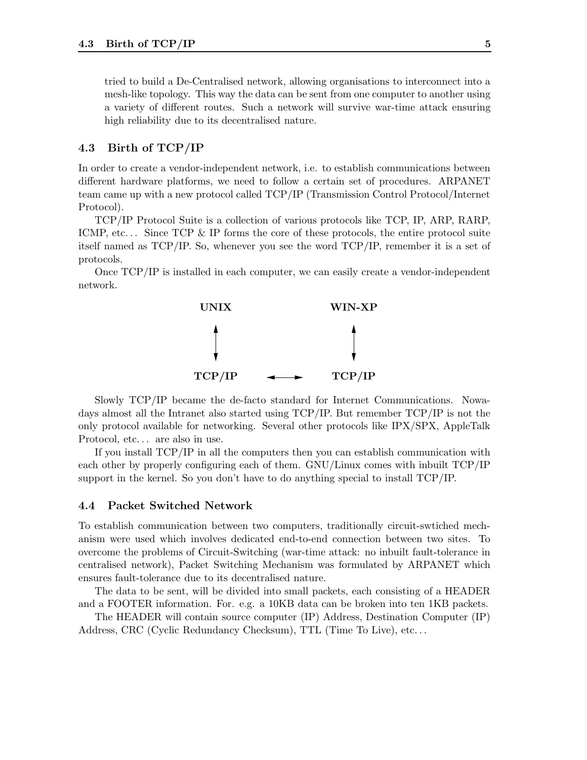tried to build a De-Centralised network, allowing organisations to interconnect into a mesh-like topology. This way the data can be sent from one computer to another using a variety of different routes. Such a network will survive war-time attack ensuring high reliability due to its decentralised nature.

### 4.3 Birth of TCP/IP

In order to create a vendor-independent network, i.e. to establish communications between different hardware platforms, we need to follow a certain set of procedures. ARPANET team came up with a new protocol called TCP/IP (Transmission Control Protocol/Internet Protocol).

TCP/IP Protocol Suite is a collection of various protocols like TCP, IP, ARP, RARP, ICMP, etc... Since TCP & IP forms the core of these protocols, the entire protocol suite itself named as TCP/IP. So, whenever you see the word TCP/IP, remember it is a set of protocols.

Once TCP/IP is installed in each computer, we can easily create a vendor-independent network.

```
UNIX                 WIN-XP
 ↕                     ↕
TCP/IP    ←——→    TCP/IP
```

Slowly TCP/IP became the de-facto standard for Internet Communications. Nowadays almost all the Intranet also started using TCP/IP. But remember TCP/IP is not the only protocol available for networking. Several other protocols like IPX/SPX, AppleTalk Protocol, etc... are also in use.

If you install TCP/IP in all the computers then you can establish communication with each other by properly configuring each of them. GNU/Linux comes with inbuilt TCP/IP support in the kernel. So you don't have to do anything special to install TCP/IP.

### 4.4 Packet Switched Network

To establish communication between two computers, traditionally circuit-swtiched mechanism were used which involves dedicated end-to-end connection between two sites. To overcome the problems of Circuit-Switching (war-time attack: no inbuilt fault-tolerance in centralised network), Packet Switching Mechanism was formulated by ARPANET which ensures fault-tolerance due to its decentralised nature.

The data to be sent, will be divided into small packets, each consisting of a HEADER and a FOOTER information. For. e.g. a 10KB data can be broken into ten 1KB packets.

The HEADER will contain source computer (IP) Address, Destination Computer (IP) Address, CRC (Cyclic Redundancy Checksum), TTL (Time To Live), etc...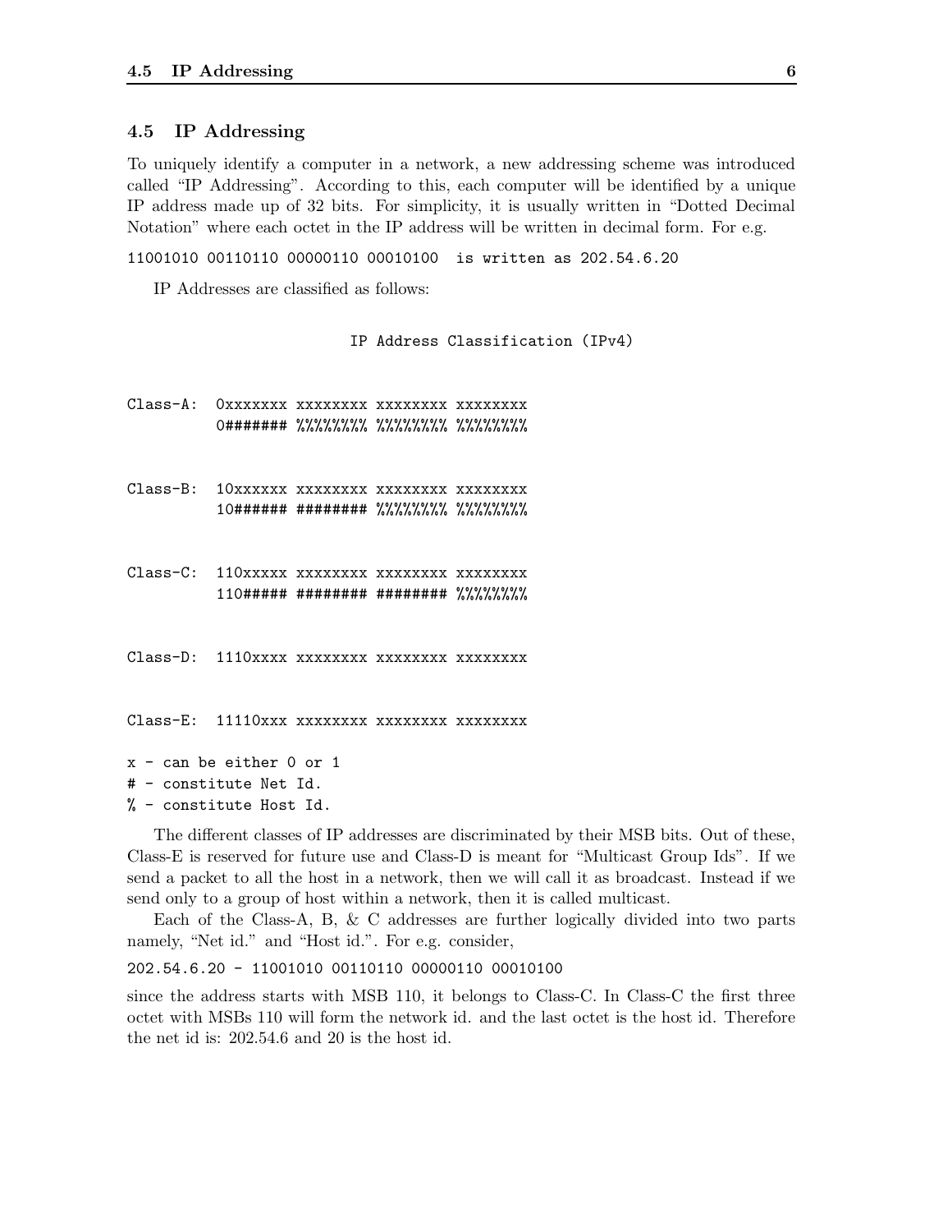## 4.5 IP Addressing

To uniquely identify a computer in a network, a new addressing scheme was introduced called "IP Addressing". According to this, each computer will be identified by a unique IP address made up of 32 bits. For simplicity, it is usually written in "Dotted Decimal Notation" where each octet in the IP address will be written in decimal form. For e.g.

```
11001010 00110110 00000110 00010100  is written as 202.54.6.20
```

IP Addresses are classified as follows:

```
                        IP Address Classification (IPv4)


Class-A:  0xxxxxxx xxxxxxxx xxxxxxxx xxxxxxxx
          0####### %%%%%%%% %%%%%%%% %%%%%%%%


Class-B:  10xxxxxx xxxxxxxx xxxxxxxx xxxxxxxx
          10###### ######## %%%%%%%% %%%%%%%%


Class-C:  110xxxxx xxxxxxxx xxxxxxxx xxxxxxxx
          110##### ######## ######## %%%%%%%%


Class-D:  1110xxxx xxxxxxxx xxxxxxxx xxxxxxxx


Class-E:  11110xxx xxxxxxxx xxxxxxxx xxxxxxxx

x - can be either 0 or 1
# - constitute Net Id.
% - constitute Host Id.
```

The different classes of IP addresses are discriminated by their MSB bits. Out of these, Class-E is reserved for future use and Class-D is meant for "Multicast Group Ids". If we send a packet to all the host in a network, then we will call it as broadcast. Instead if we send only to a group of host within a network, then it is called multicast.

Each of the Class-A, B, & C addresses are further logically divided into two parts namely, "Net id." and "Host id.". For e.g. consider,

```
202.54.6.20 - 11001010 00110110 00000110 00010100
```

since the address starts with MSB 110, it belongs to Class-C. In Class-C the first three octet with MSBs 110 will form the network id. and the last octet is the host id. Therefore the net id is: 202.54.6 and 20 is the host id.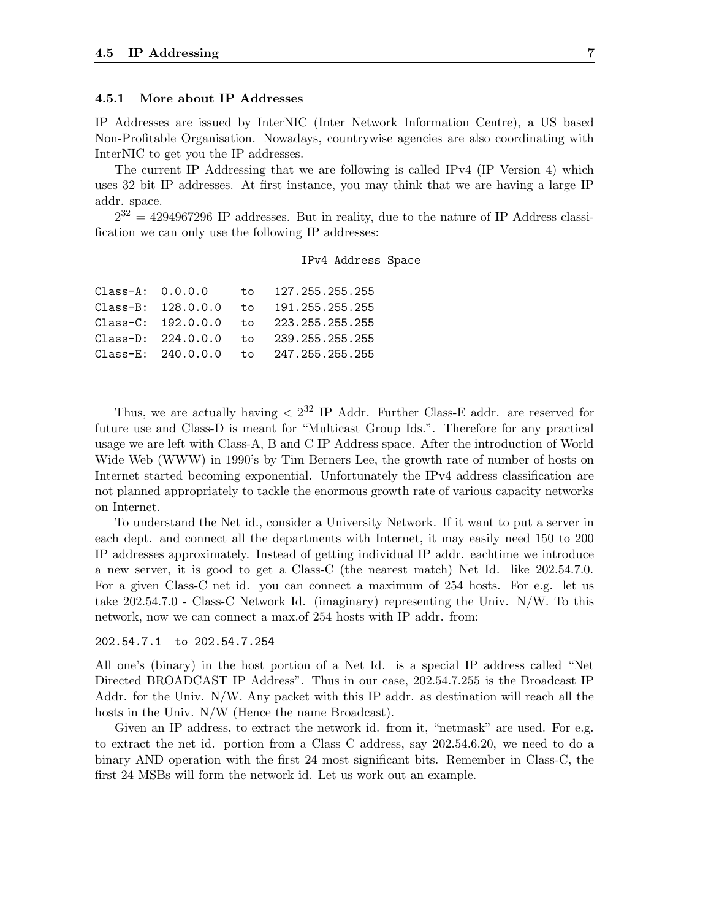### 4.5.1 More about IP Addresses

IP Addresses are issued by InterNIC (Inter Network Information Centre), a US based Non-Profitable Organisation. Nowadays, countrywise agencies are also coordinating with InterNIC to get you the IP addresses.

The current IP Addressing that we are following is called IPv4 (IP Version 4) which uses 32 bit IP addresses. At first instance, you may think that we are having a large IP addr. space.

$2^{32} = 4294967296$ IP addresses. But in reality, due to the nature of IP Address classification we can only use the following IP addresses:

```
                              IPv4 Address Space

Class-A:  0.0.0.0      to   127.255.255.255
Class-B:  128.0.0.0    to   191.255.255.255
Class-C:  192.0.0.0    to   223.255.255.255
Class-D:  224.0.0.0    to   239.255.255.255
Class-E:  240.0.0.0    to   247.255.255.255
```

Thus, we are actually having $< 2^{32}$ IP Addr. Further Class-E addr. are reserved for future use and Class-D is meant for "Multicast Group Ids.". Therefore for any practical usage we are left with Class-A, B and C IP Address space. After the introduction of World Wide Web (WWW) in 1990's by Tim Berners Lee, the growth rate of number of hosts on Internet started becoming exponential. Unfortunately the IPv4 address classification are not planned appropriately to tackle the enormous growth rate of various capacity networks on Internet.

To understand the Net id., consider a University Network. If it want to put a server in each dept. and connect all the departments with Internet, it may easily need 150 to 200 IP addresses approximately. Instead of getting individual IP addr. eachtime we introduce a new server, it is good to get a Class-C (the nearest match) Net Id. like 202.54.7.0. For a given Class-C net id. you can connect a maximum of 254 hosts. For e.g. let us take 202.54.7.0 - Class-C Network Id. (imaginary) representing the Univ. N/W. To this network, now we can connect a max.of 254 hosts with IP addr. from:

```
202.54.7.1  to 202.54.7.254
```

All one's (binary) in the host portion of a Net Id. is a special IP address called "Net Directed BROADCAST IP Address". Thus in our case, 202.54.7.255 is the Broadcast IP Addr. for the Univ. N/W. Any packet with this IP addr. as destination will reach all the hosts in the Univ. N/W (Hence the name Broadcast).

Given an IP address, to extract the network id. from it, "netmask" are used. For e.g. to extract the net id. portion from a Class C address, say 202.54.6.20, we need to do a binary AND operation with the first 24 most significant bits. Remember in Class-C, the first 24 MSBs will form the network id. Let us work out an example.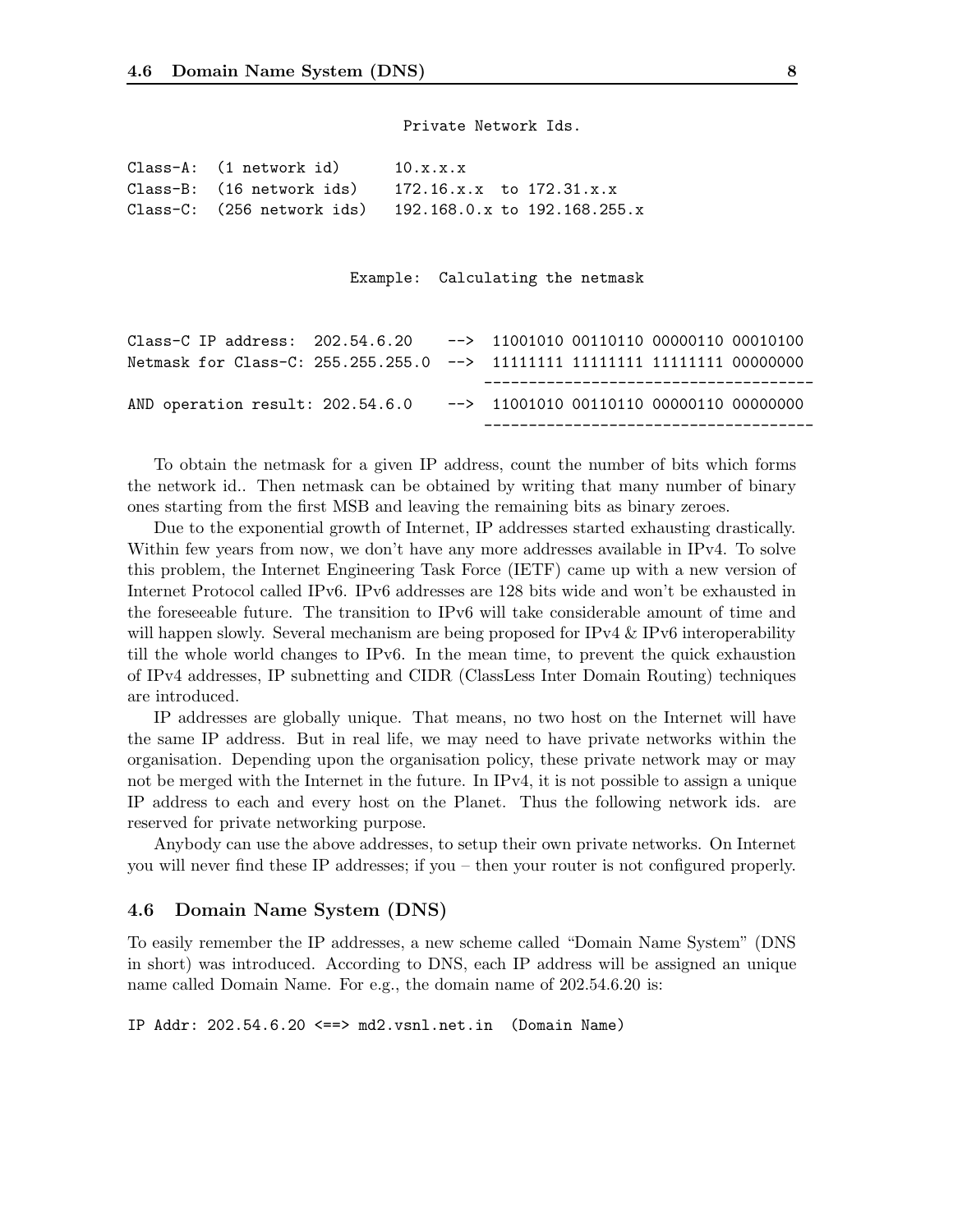```
                               Private Network Ids.

Class-A:  (1 network id)       10.x.x.x
Class-B:  (16 network ids)     172.16.x.x  to 172.31.x.x
Class-C:  (256 network ids)    192.168.0.x to 192.168.255.x
```

```
                          Example:  Calculating the netmask


Class-C IP address:  202.54.6.20    -->  11001010 00110110 00000110 00010100
Netmask for Class-C: 255.255.255.0  -->  11111111 11111111 11111111 00000000
                                        ------------------------------------
AND operation result: 202.54.6.0    -->  11001010 00110110 00000110 00000000
                                        ------------------------------------
```

To obtain the netmask for a given IP address, count the number of bits which forms the network id.. Then netmask can be obtained by writing that many number of binary ones starting from the first MSB and leaving the remaining bits as binary zeroes.

Due to the exponential growth of Internet, IP addresses started exhausting drastically. Within few years from now, we don't have any more addresses available in IPv4. To solve this problem, the Internet Engineering Task Force (IETF) came up with a new version of Internet Protocol called IPv6. IPv6 addresses are 128 bits wide and won't be exhausted in the foreseeable future. The transition to IPv6 will take considerable amount of time and will happen slowly. Several mechanism are being proposed for IPv4 & IPv6 interoperability till the whole world changes to IPv6. In the mean time, to prevent the quick exhaustion of IPv4 addresses, IP subnetting and CIDR (ClassLess Inter Domain Routing) techniques are introduced.

IP addresses are globally unique. That means, no two host on the Internet will have the same IP address. But in real life, we may need to have private networks within the organisation. Depending upon the organisation policy, these private network may or may not be merged with the Internet in the future. In IPv4, it is not possible to assign a unique IP address to each and every host on the Planet. Thus the following network ids. are reserved for private networking purpose.

Anybody can use the above addresses, to setup their own private networks. On Internet you will never find these IP addresses; if you – then your router is not configured properly.

## 4.6 Domain Name System (DNS)

To easily remember the IP addresses, a new scheme called "Domain Name System" (DNS in short) was introduced. According to DNS, each IP address will be assigned an unique name called Domain Name. For e.g., the domain name of 202.54.6.20 is:

```
IP Addr: 202.54.6.20 <==> md2.vsnl.net.in  (Domain Name)
```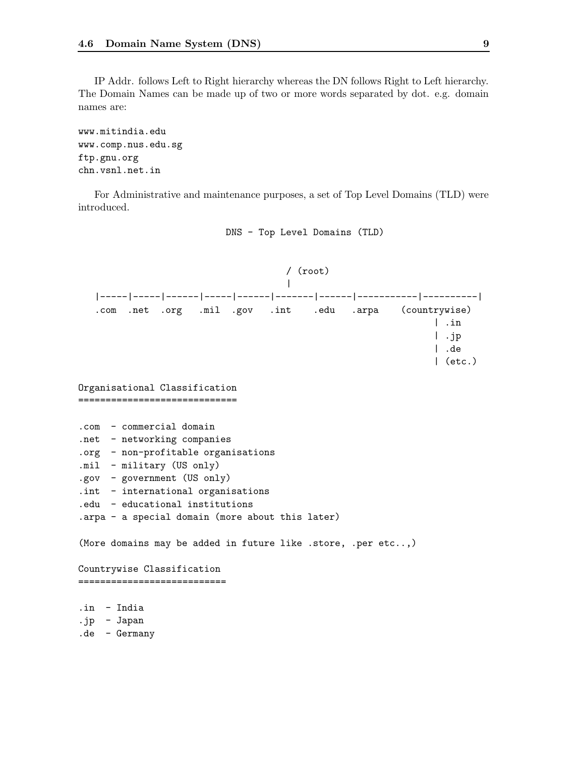IP Addr. follows Left to Right hierarchy whereas the DN follows Right to Left hierarchy. The Domain Names can be made up of two or more words separated by dot. e.g. domain names are:

```
www.mitindia.edu
www.comp.nus.edu.sg
ftp.gnu.org
chn.vsnl.net.in
```

For Administrative and maintenance purposes, a set of Top Level Domains (TLD) were introduced.

```
                              DNS - Top Level Domains (TLD)


                                      / (root)
                                      |
|-----|-----|------|-----|------|-------|------|-----------|----------|
.com  .net  .org   .mil  .gov   .int    .edu   .arpa    (countrywise)
                                                              | .in
                                                              | .jp
                                                              | .de
                                                              | (etc.)

Organisational Classification
=============================

.com  - commercial domain
.net  - networking companies
.org  - non-profitable organisations
.mil  - military (US only)
.gov  - government (US only)
.int  - international organisations
.edu  - educational institutions
.arpa - a special domain (more about this later)

(More domains may be added in future like .store, .per etc..,)

Countrywise Classification
==========================

.in  - India
.jp  - Japan
.de  - Germany
```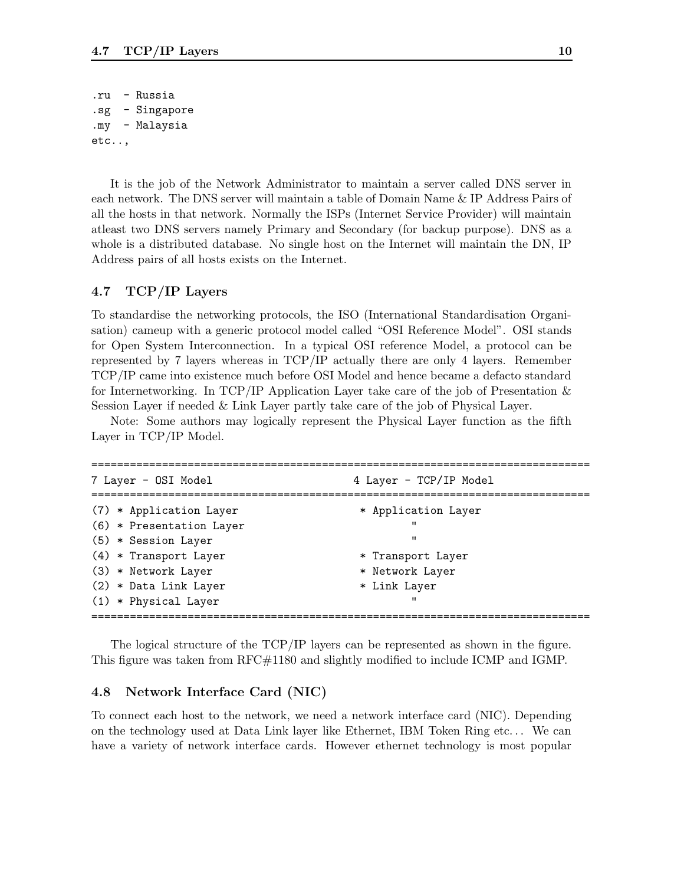```
.ru  - Russia
.sg  - Singapore
.my  - Malaysia
etc..,
```

It is the job of the Network Administrator to maintain a server called DNS server in each network. The DNS server will maintain a table of Domain Name & IP Address Pairs of all the hosts in that network. Normally the ISPs (Internet Service Provider) will maintain atleast two DNS servers namely Primary and Secondary (for backup purpose). DNS as a whole is a distributed database. No single host on the Internet will maintain the DN, IP Address pairs of all hosts exists on the Internet.

## 4.7 TCP/IP Layers

To standardise the networking protocols, the ISO (International Standardisation Organisation) cameup with a generic protocol model called "OSI Reference Model". OSI stands for Open System Interconnection. In a typical OSI reference Model, a protocol can be represented by 7 layers whereas in TCP/IP actually there are only 4 layers. Remember TCP/IP came into existence much before OSI Model and hence became a defacto standard for Internetworking. In TCP/IP Application Layer take care of the job of Presentation & Session Layer if needed & Link Layer partly take care of the job of Physical Layer.

Note: Some authors may logically represent the Physical Layer function as the fifth Layer in TCP/IP Model.

```
==============================================================================
7 Layer - OSI Model                          4 Layer - TCP/IP Model
==============================================================================
(7) * Application Layer                       * Application Layer
(6) * Presentation Layer                              "
(5) * Session Layer                                   "
(4) * Transport Layer                         * Transport Layer
(3) * Network Layer                           * Network Layer
(2) * Data Link Layer                         * Link Layer
(1) * Physical Layer                                  "
==============================================================================
```

The logical structure of the TCP/IP layers can be represented as shown in the figure. This figure was taken from RFC#1180 and slightly modified to include ICMP and IGMP.

## 4.8 Network Interface Card (NIC)

To connect each host to the network, we need a network interface card (NIC). Depending on the technology used at Data Link layer like Ethernet, IBM Token Ring etc... We can have a variety of network interface cards. However ethernet technology is most popular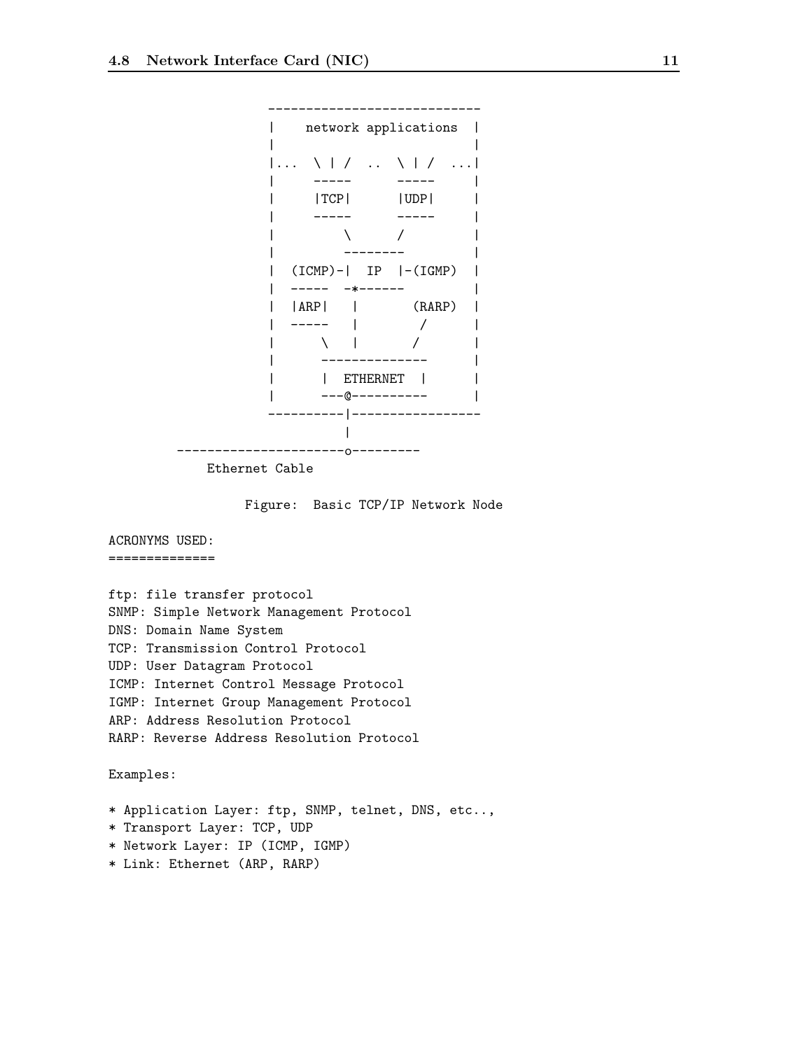```
                 ----------------------------
                 |    network applications  |
                 |                          |
                 |...  \ | /  ..  \ | /  ...|
                 |     -----      -----     |
                 |     |TCP|      |UDP|     |
                 |     -----      -----     |
                 |         \      /         |
                 |         --------         |
                 |  (ICMP)-|  IP  |-(IGMP)  |
                 |  -----  -*------         |
                 |  |ARP|   |       (RARP)  |
                 |  -----   |        /      |
                 |      \   |       /       |
                 |      --------------      |
                 |      |  ETHERNET  |      |
                 |      ---@----------      |
                 ----------|-----------------
                           |
     ----------------------o---------
         Ethernet Cable

              Figure:  Basic TCP/IP Network Node
```

```
ACRONYMS USED:
==============

ftp: file transfer protocol
SNMP: Simple Network Management Protocol
DNS: Domain Name System
TCP: Transmission Control Protocol
UDP: User Datagram Protocol
ICMP: Internet Control Message Protocol
IGMP: Internet Group Management Protocol
ARP: Address Resolution Protocol
RARP: Reverse Address Resolution Protocol

Examples:

* Application Layer: ftp, SNMP, telnet, DNS, etc..,
* Transport Layer: TCP, UDP
* Network Layer: IP (ICMP, IGMP)
* Link: Ethernet (ARP, RARP)
```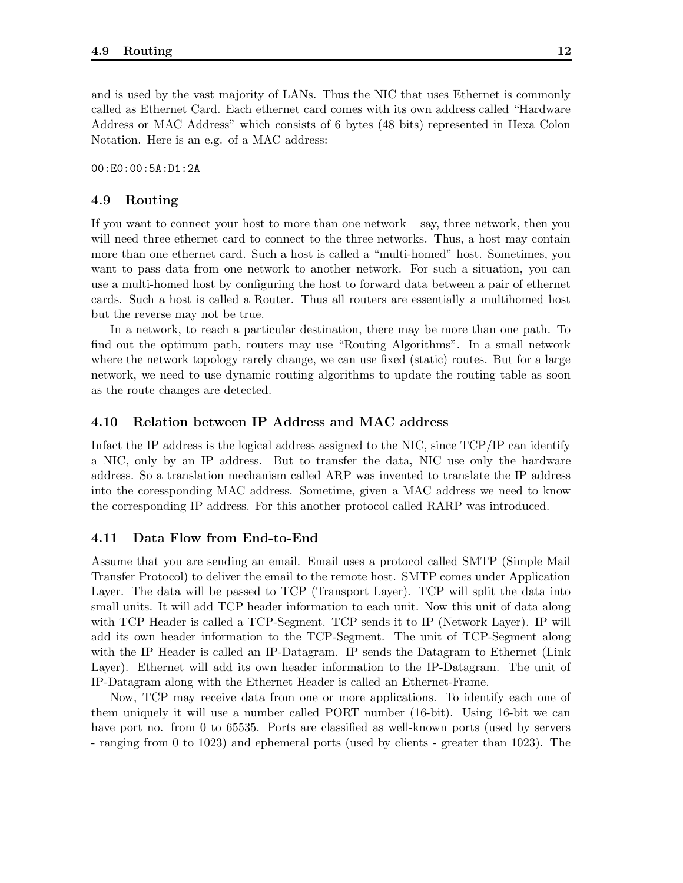and is used by the vast majority of LANs. Thus the NIC that uses Ethernet is commonly called as Ethernet Card. Each ethernet card comes with its own address called "Hardware Address or MAC Address" which consists of 6 bytes (48 bits) represented in Hexa Colon Notation. Here is an e.g. of a MAC address:

```
00:E0:00:5A:D1:2A
```

### 4.9 Routing

If you want to connect your host to more than one network – say, three network, then you will need three ethernet card to connect to the three networks. Thus, a host may contain more than one ethernet card. Such a host is called a "multi-homed" host. Sometimes, you want to pass data from one network to another network. For such a situation, you can use a multi-homed host by configuring the host to forward data between a pair of ethernet cards. Such a host is called a Router. Thus all routers are essentially a multihomed host but the reverse may not be true.

In a network, to reach a particular destination, there may be more than one path. To find out the optimum path, routers may use "Routing Algorithms". In a small network where the network topology rarely change, we can use fixed (static) routes. But for a large network, we need to use dynamic routing algorithms to update the routing table as soon as the route changes are detected.

### 4.10 Relation between IP Address and MAC address

Infact the IP address is the logical address assigned to the NIC, since TCP/IP can identify a NIC, only by an IP address. But to transfer the data, NIC use only the hardware address. So a translation mechanism called ARP was invented to translate the IP address into the coressponding MAC address. Sometime, given a MAC address we need to know the corresponding IP address. For this another protocol called RARP was introduced.

### 4.11 Data Flow from End-to-End

Assume that you are sending an email. Email uses a protocol called SMTP (Simple Mail Transfer Protocol) to deliver the email to the remote host. SMTP comes under Application Layer. The data will be passed to TCP (Transport Layer). TCP will split the data into small units. It will add TCP header information to each unit. Now this unit of data along with TCP Header is called a TCP-Segment. TCP sends it to IP (Network Layer). IP will add its own header information to the TCP-Segment. The unit of TCP-Segment along with the IP Header is called an IP-Datagram. IP sends the Datagram to Ethernet (Link Layer). Ethernet will add its own header information to the IP-Datagram. The unit of IP-Datagram along with the Ethernet Header is called an Ethernet-Frame.

Now, TCP may receive data from one or more applications. To identify each one of them uniquely it will use a number called PORT number (16-bit). Using 16-bit we can have port no. from 0 to 65535. Ports are classified as well-known ports (used by servers - ranging from 0 to 1023) and ephemeral ports (used by clients - greater than 1023). The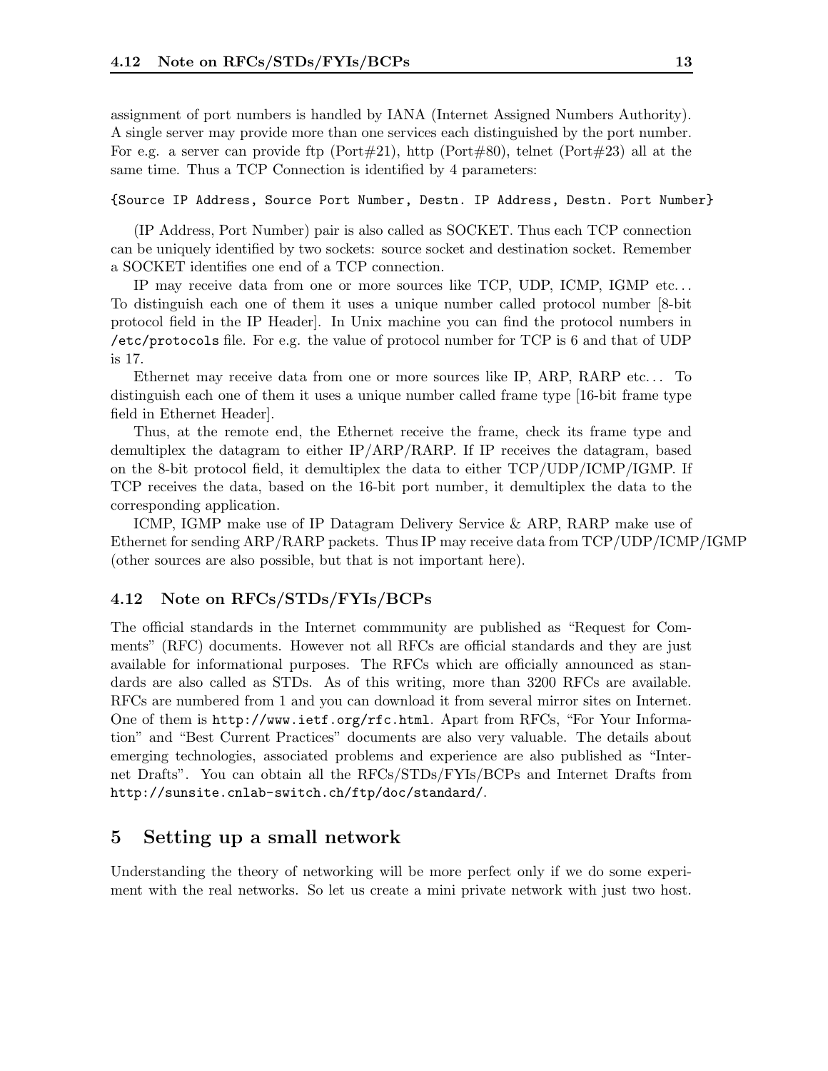assignment of port numbers is handled by IANA (Internet Assigned Numbers Authority). A single server may provide more than one services each distinguished by the port number. For e.g. a server can provide ftp (Port#21), http (Port#80), telnet (Port#23) all at the same time. Thus a TCP Connection is identified by 4 parameters:

```
{Source IP Address, Source Port Number, Destn. IP Address, Destn. Port Number}
```

(IP Address, Port Number) pair is also called as SOCKET. Thus each TCP connection can be uniquely identified by two sockets: source socket and destination socket. Remember a SOCKET identifies one end of a TCP connection.

IP may receive data from one or more sources like TCP, UDP, ICMP, IGMP etc... To distinguish each one of them it uses a unique number called protocol number [8-bit protocol field in the IP Header]. In Unix machine you can find the protocol numbers in `/etc/protocols` file. For e.g. the value of protocol number for TCP is 6 and that of UDP is 17.

Ethernet may receive data from one or more sources like IP, ARP, RARP etc... To distinguish each one of them it uses a unique number called frame type [16-bit frame type field in Ethernet Header].

Thus, at the remote end, the Ethernet receive the frame, check its frame type and demultiplex the datagram to either IP/ARP/RARP. If IP receives the datagram, based on the 8-bit protocol field, it demultiplex the data to either TCP/UDP/ICMP/IGMP. If TCP receives the data, based on the 16-bit port number, it demultiplex the data to the corresponding application.

ICMP, IGMP make use of IP Datagram Delivery Service & ARP, RARP make use of Ethernet for sending ARP/RARP packets. Thus IP may receive data from TCP/UDP/ICMP/IGMP (other sources are also possible, but that is not important here).

### 4.12 Note on RFCs/STDs/FYIs/BCPs

The official standards in the Internet commmunity are published as "Request for Comments" (RFC) documents. However not all RFCs are official standards and they are just available for informational purposes. The RFCs which are officially announced as standards are also called as STDs. As of this writing, more than 3200 RFCs are available. RFCs are numbered from 1 and you can download it from several mirror sites on Internet. One of them is `http://www.ietf.org/rfc.html`. Apart from RFCs, "For Your Information" and "Best Current Practices" documents are also very valuable. The details about emerging technologies, associated problems and experience are also published as "Internet Drafts". You can obtain all the RFCs/STDs/FYIs/BCPs and Internet Drafts from `http://sunsite.cnlab-switch.ch/ftp/doc/standard/`.

## 5 Setting up a small network

Understanding the theory of networking will be more perfect only if we do some experiment with the real networks. So let us create a mini private network with just two host.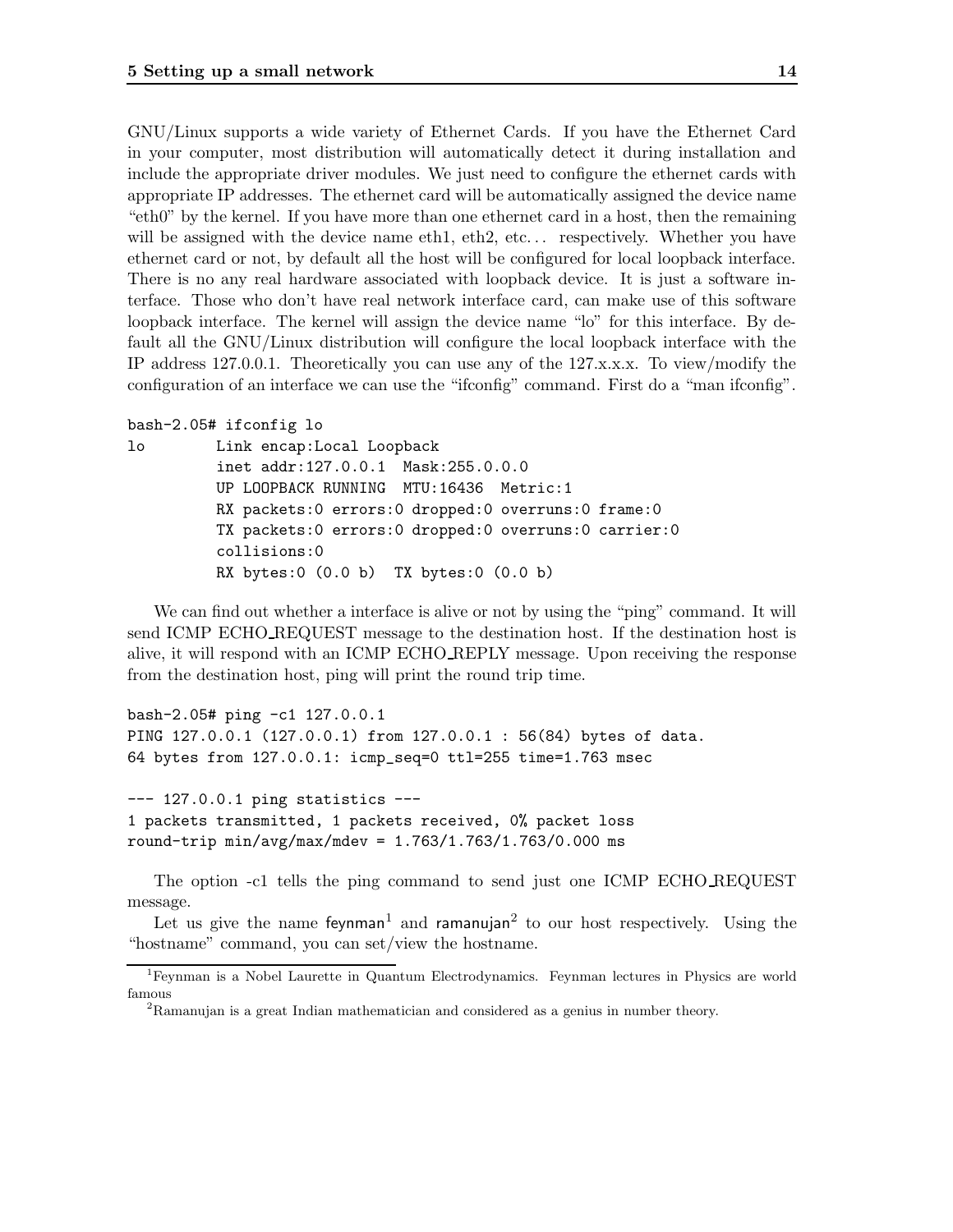GNU/Linux supports a wide variety of Ethernet Cards. If you have the Ethernet Card in your computer, most distribution will automatically detect it during installation and include the appropriate driver modules. We just need to configure the ethernet cards with appropriate IP addresses. The ethernet card will be automatically assigned the device name "eth0" by the kernel. If you have more than one ethernet card in a host, then the remaining will be assigned with the device name eth1, eth2, etc... respectively. Whether you have ethernet card or not, by default all the host will be configured for local loopback interface. There is no any real hardware associated with loopback device. It is just a software interface. Those who don't have real network interface card, can make use of this software loopback interface. The kernel will assign the device name "lo" for this interface. By default all the GNU/Linux distribution will configure the local loopback interface with the IP address 127.0.0.1. Theoretically you can use any of the 127.x.x.x. To view/modify the configuration of an interface we can use the "ifconfig" command. First do a "man ifconfig".

```
bash-2.05# ifconfig lo
lo        Link encap:Local Loopback
          inet addr:127.0.0.1  Mask:255.0.0.0
          UP LOOPBACK RUNNING  MTU:16436  Metric:1
          RX packets:0 errors:0 dropped:0 overruns:0 frame:0
          TX packets:0 errors:0 dropped:0 overruns:0 carrier:0
          collisions:0
          RX bytes:0 (0.0 b)  TX bytes:0 (0.0 b)
```

We can find out whether a interface is alive or not by using the "ping" command. It will send ICMP ECHO_REQUEST message to the destination host. If the destination host is alive, it will respond with an ICMP ECHO_REPLY message. Upon receiving the response from the destination host, ping will print the round trip time.

```
bash-2.05# ping -c1 127.0.0.1
PING 127.0.0.1 (127.0.0.1) from 127.0.0.1 : 56(84) bytes of data.
64 bytes from 127.0.0.1: icmp_seq=0 ttl=255 time=1.763 msec

--- 127.0.0.1 ping statistics ---
1 packets transmitted, 1 packets received, 0% packet loss
round-trip min/avg/max/mdev = 1.763/1.763/1.763/0.000 ms
```

The option -c1 tells the ping command to send just one ICMP ECHO_REQUEST message.

Let us give the name feynman[1] and ramanujan[2] to our host respectively. Using the "hostname" command, you can set/view the hostname.

---

[1] Feynman is a Nobel Laurette in Quantum Electrodynamics. Feynman lectures in Physics are world famous

[2] Ramanujan is a great Indian mathematician and considered as a genius in number theory.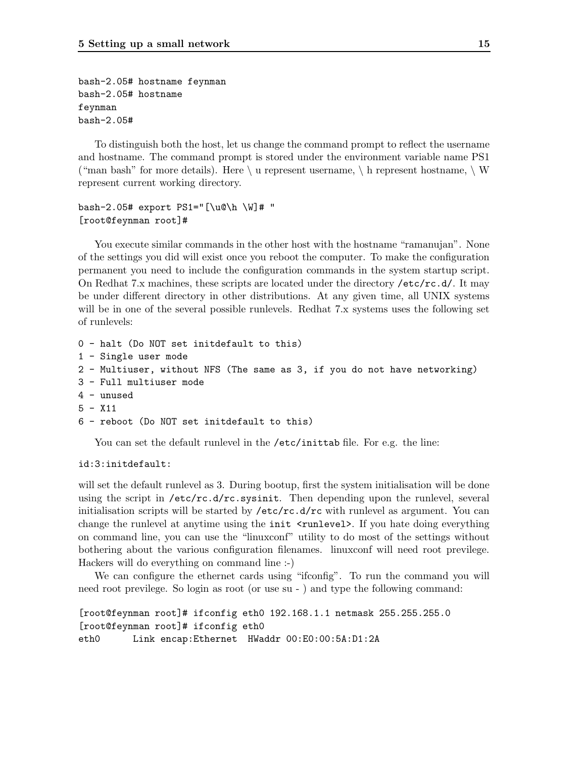```
bash-2.05# hostname feynman
bash-2.05# hostname
feynman
bash-2.05#
```

To distinguish both the host, let us change the command prompt to reflect the username and hostname. The command prompt is stored under the environment variable name PS1 ("man bash" for more details). Here \ u represent username, \ h represent hostname, \ W represent current working directory.

```
bash-2.05# export PS1="[\u@\h \W]# "
[root@feynman root]#
```

You execute similar commands in the other host with the hostname "ramanujan". None of the settings you did will exist once you reboot the computer. To make the configuration permanent you need to include the configuration commands in the system startup script. On Redhat 7.x machines, these scripts are located under the directory `/etc/rc.d/`. It may be under different directory in other distributions. At any given time, all UNIX systems will be in one of the several possible runlevels. Redhat 7.x systems uses the following set of runlevels:

```
0 - halt (Do NOT set initdefault to this)
1 - Single user mode
2 - Multiuser, without NFS (The same as 3, if you do not have networking)
3 - Full multiuser mode
4 - unused
5 - X11
6 - reboot (Do NOT set initdefault to this)
```

You can set the default runlevel in the `/etc/inittab` file. For e.g. the line:

```
id:3:initdefault:
```

will set the default runlevel as 3. During bootup, first the system initialisation will be done using the script in `/etc/rc.d/rc.sysinit`. Then depending upon the runlevel, several initialisation scripts will be started by `/etc/rc.d/rc` with runlevel as argument. You can change the runlevel at anytime using the `init <runlevel>`. If you hate doing everything on command line, you can use the "linuxconf" utility to do most of the settings without bothering about the various configuration filenames. linuxconf will need root previlege. Hackers will do everything on command line :-)

We can configure the ethernet cards using "ifconfig". To run the command you will need root previlege. So login as root (or use su - ) and type the following command:

```
[root@feynman root]# ifconfig eth0 192.168.1.1 netmask 255.255.255.0
[root@feynman root]# ifconfig eth0
eth0      Link encap:Ethernet  HWaddr 00:E0:00:5A:D1:2A
```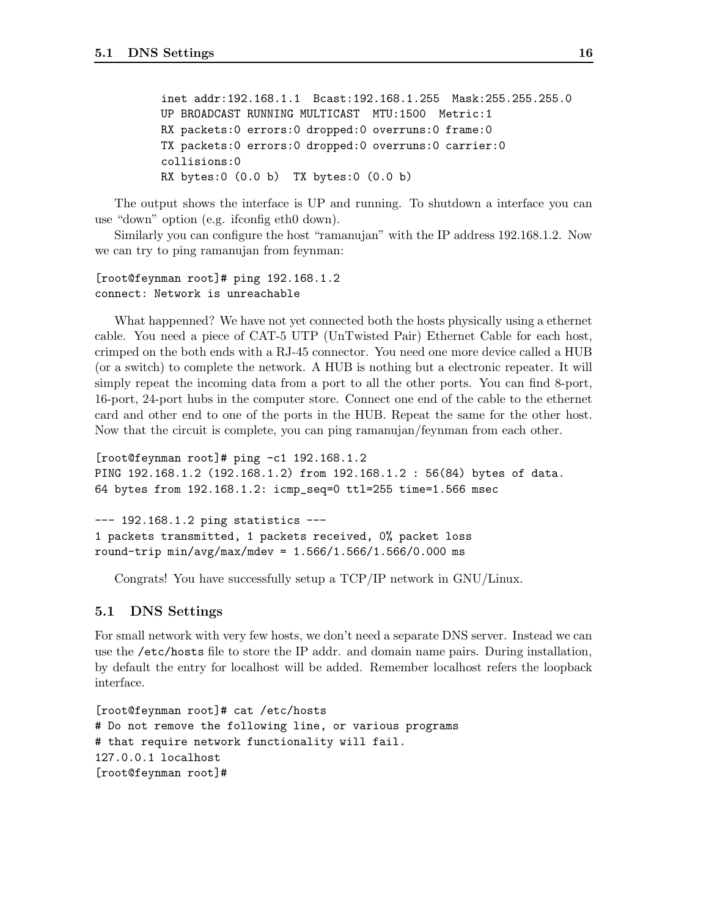```
        inet addr:192.168.1.1  Bcast:192.168.1.255  Mask:255.255.255.0
        UP BROADCAST RUNNING MULTICAST  MTU:1500  Metric:1
        RX packets:0 errors:0 dropped:0 overruns:0 frame:0
        TX packets:0 errors:0 dropped:0 overruns:0 carrier:0
        collisions:0
        RX bytes:0 (0.0 b)  TX bytes:0 (0.0 b)
```

The output shows the interface is UP and running. To shutdown a interface you can use "down" option (e.g. ifconfig eth0 down).

Similarly you can configure the host "ramanujan" with the IP address 192.168.1.2. Now we can try to ping ramanujan from feynman:

```
[root@feynman root]# ping 192.168.1.2
connect: Network is unreachable
```

What happenned? We have not yet connected both the hosts physically using a ethernet cable. You need a piece of CAT-5 UTP (UnTwisted Pair) Ethernet Cable for each host, crimped on the both ends with a RJ-45 connector. You need one more device called a HUB (or a switch) to complete the network. A HUB is nothing but a electronic repeater. It will simply repeat the incoming data from a port to all the other ports. You can find 8-port, 16-port, 24-port hubs in the computer store. Connect one end of the cable to the ethernet card and other end to one of the ports in the HUB. Repeat the same for the other host. Now that the circuit is complete, you can ping ramanujan/feynman from each other.

```
[root@feynman root]# ping -c1 192.168.1.2
PING 192.168.1.2 (192.168.1.2) from 192.168.1.2 : 56(84) bytes of data.
64 bytes from 192.168.1.2: icmp_seq=0 ttl=255 time=1.566 msec

--- 192.168.1.2 ping statistics ---
1 packets transmitted, 1 packets received, 0% packet loss
round-trip min/avg/max/mdev = 1.566/1.566/1.566/0.000 ms
```

Congrats! You have successfully setup a TCP/IP network in GNU/Linux.

### 5.1 DNS Settings

For small network with very few hosts, we don't need a separate DNS server. Instead we can use the `/etc/hosts` file to store the IP addr. and domain name pairs. During installation, by default the entry for localhost will be added. Remember localhost refers the loopback interface.

```
[root@feynman root]# cat /etc/hosts
# Do not remove the following line, or various programs
# that require network functionality will fail.
127.0.0.1 localhost
[root@feynman root]#
```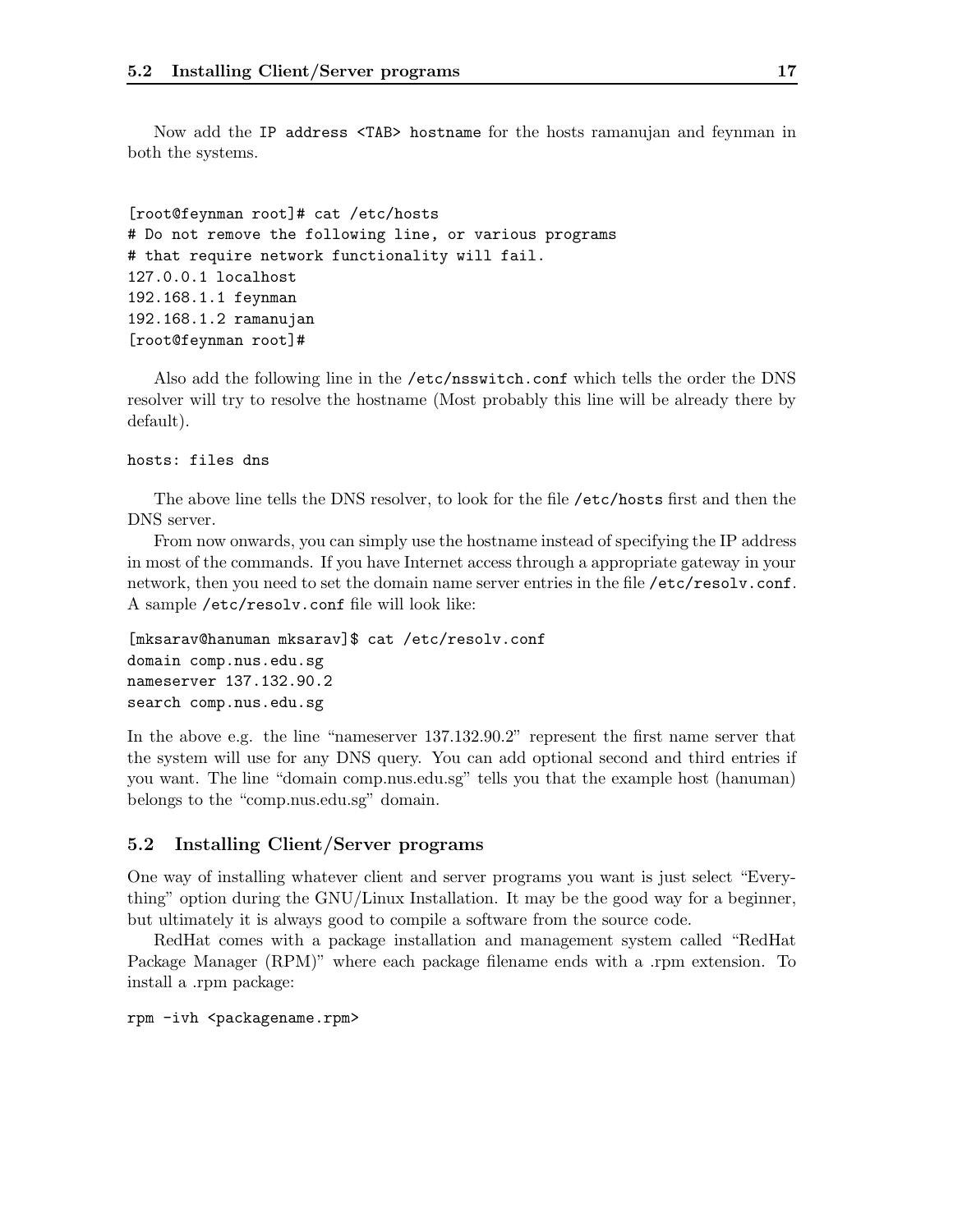Now add the `IP address <TAB> hostname` for the hosts ramanujan and feynman in both the systems.

```
[root@feynman root]# cat /etc/hosts
# Do not remove the following line, or various programs
# that require network functionality will fail.
127.0.0.1 localhost
192.168.1.1 feynman
192.168.1.2 ramanujan
[root@feynman root]#
```

Also add the following line in the `/etc/nsswitch.conf` which tells the order the DNS resolver will try to resolve the hostname (Most probably this line will be already there by default).

```
hosts: files dns
```

The above line tells the DNS resolver, to look for the file `/etc/hosts` first and then the DNS server.

From now onwards, you can simply use the hostname instead of specifying the IP address in most of the commands. If you have Internet access through a appropriate gateway in your network, then you need to set the domain name server entries in the file `/etc/resolv.conf`. A sample `/etc/resolv.conf` file will look like:

```
[mksarav@hanuman mksarav]$ cat /etc/resolv.conf
domain comp.nus.edu.sg
nameserver 137.132.90.2
search comp.nus.edu.sg
```

In the above e.g. the line "nameserver 137.132.90.2" represent the first name server that the system will use for any DNS query. You can add optional second and third entries if you want. The line "domain comp.nus.edu.sg" tells you that the example host (hanuman) belongs to the "comp.nus.edu.sg" domain.

## 5.2 Installing Client/Server programs

One way of installing whatever client and server programs you want is just select "Everything" option during the GNU/Linux Installation. It may be the good way for a beginner, but ultimately it is always good to compile a software from the source code.

RedHat comes with a package installation and management system called "RedHat Package Manager (RPM)" where each package filename ends with a .rpm extension. To install a .rpm package:

```
rpm -ivh <packagename.rpm>
```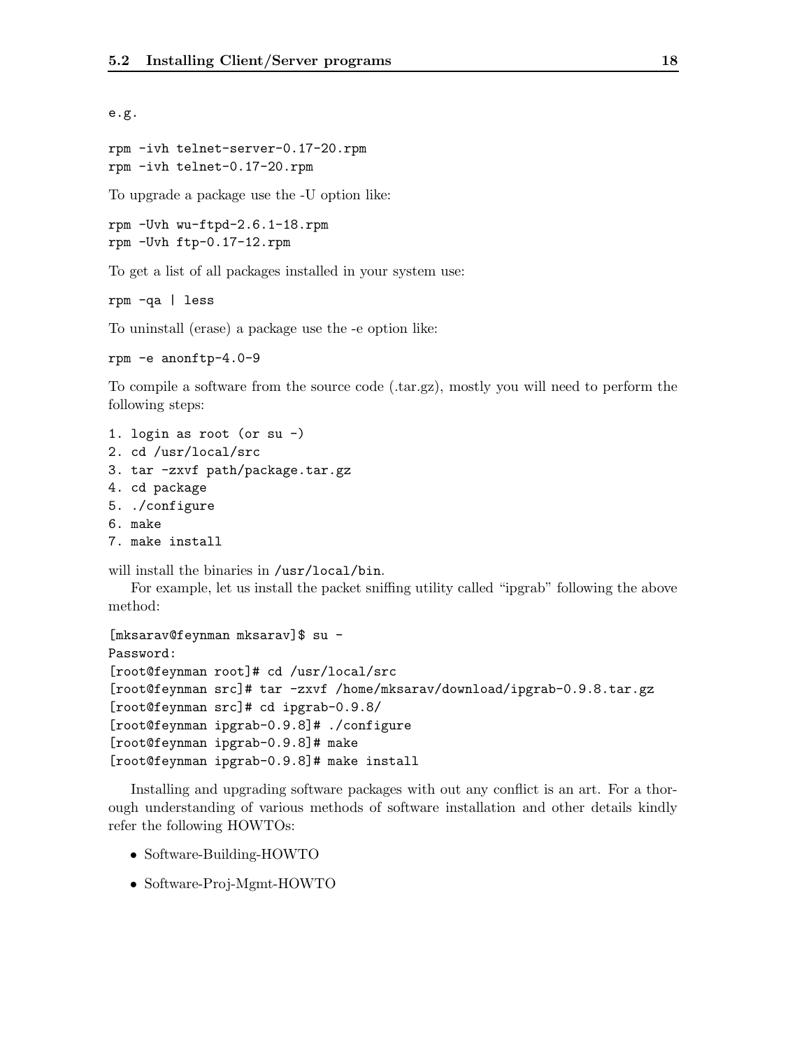e.g.

```
rpm -ivh telnet-server-0.17-20.rpm
rpm -ivh telnet-0.17-20.rpm
```

To upgrade a package use the -U option like:

```
rpm -Uvh wu-ftpd-2.6.1-18.rpm
rpm -Uvh ftp-0.17-12.rpm
```

To get a list of all packages installed in your system use:

```
rpm -qa | less
```

To uninstall (erase) a package use the -e option like:

```
rpm -e anonftp-4.0-9
```

To compile a software from the source code (.tar.gz), mostly you will need to perform the following steps:

```
1. login as root (or su -)
2. cd /usr/local/src
3. tar -zxvf path/package.tar.gz
4. cd package
5. ./configure
6. make
7. make install
```

will install the binaries in `/usr/local/bin`.

For example, let us install the packet sniffing utility called "ipgrab" following the above method:

```
[mksarav@feynman mksarav]$ su -
Password:
[root@feynman root]# cd /usr/local/src
[root@feynman src]# tar -zxvf /home/mksarav/download/ipgrab-0.9.8.tar.gz
[root@feynman src]# cd ipgrab-0.9.8/
[root@feynman ipgrab-0.9.8]# ./configure
[root@feynman ipgrab-0.9.8]# make
[root@feynman ipgrab-0.9.8]# make install
```

Installing and upgrading software packages with out any conflict is an art. For a thorough understanding of various methods of software installation and other details kindly refer the following HOWTOs:

- Software-Building-HOWTO
- Software-Proj-Mgmt-HOWTO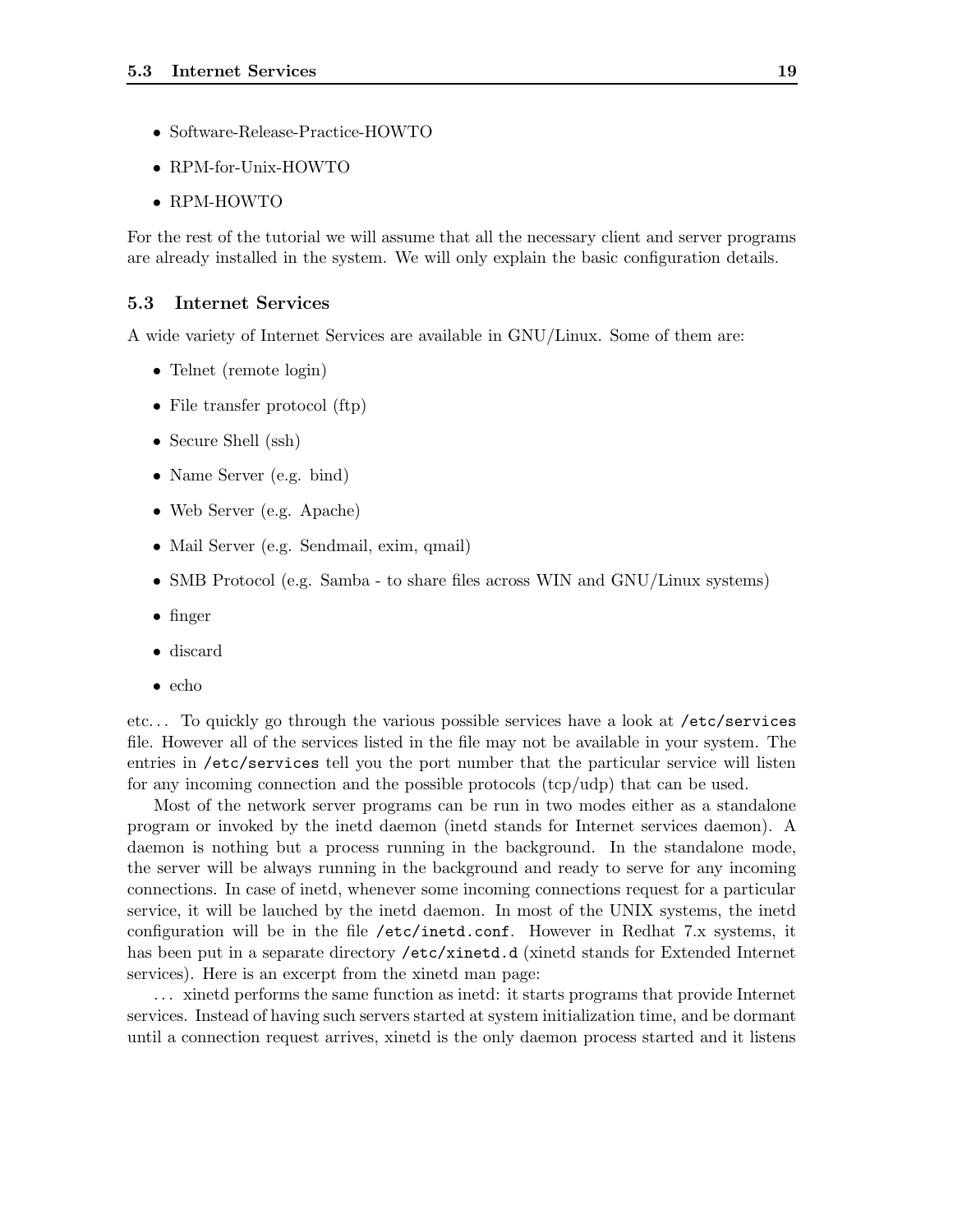- Software-Release-Practice-HOWTO
- RPM-for-Unix-HOWTO
- RPM-HOWTO

For the rest of the tutorial we will assume that all the necessary client and server programs are already installed in the system. We will only explain the basic configuration details.

### 5.3 Internet Services

A wide variety of Internet Services are available in GNU/Linux. Some of them are:

- Telnet (remote login)
- File transfer protocol (ftp)
- Secure Shell (ssh)
- Name Server (e.g. bind)
- Web Server (e.g. Apache)
- Mail Server (e.g. Sendmail, exim, qmail)
- SMB Protocol (e.g. Samba - to share files across WIN and GNU/Linux systems)
- finger
- discard
- echo

etc... To quickly go through the various possible services have a look at `/etc/services` file. However all of the services listed in the file may not be available in your system. The entries in `/etc/services` tell you the port number that the particular service will listen for any incoming connection and the possible protocols (tcp/udp) that can be used.

Most of the network server programs can be run in two modes either as a standalone program or invoked by the inetd daemon (inetd stands for Internet services daemon). A daemon is nothing but a process running in the background. In the standalone mode, the server will be always running in the background and ready to serve for any incoming connections. In case of inetd, whenever some incoming connections request for a particular service, it will be lauched by the inetd daemon. In most of the UNIX systems, the inetd configuration will be in the file `/etc/inetd.conf`. However in Redhat 7.x systems, it has been put in a separate directory `/etc/xinetd.d` (xinetd stands for Extended Internet services). Here is an excerpt from the xinetd man page:

... xinetd performs the same function as inetd: it starts programs that provide Internet services. Instead of having such servers started at system initialization time, and be dormant until a connection request arrives, xinetd is the only daemon process started and it listens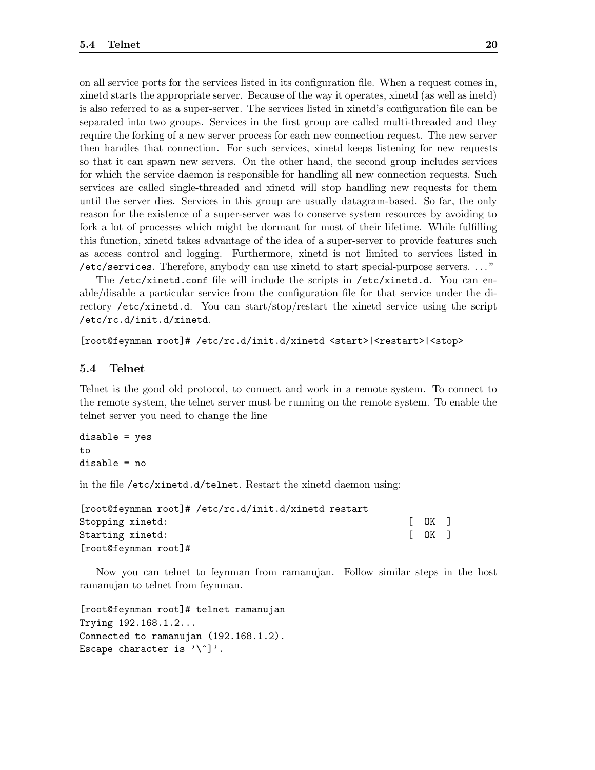on all service ports for the services listed in its configuration file. When a request comes in, xinetd starts the appropriate server. Because of the way it operates, xinetd (as well as inetd) is also referred to as a super-server. The services listed in xinetd's configuration file can be separated into two groups. Services in the first group are called multi-threaded and they require the forking of a new server process for each new connection request. The new server then handles that connection. For such services, xinetd keeps listening for new requests so that it can spawn new servers. On the other hand, the second group includes services for which the service daemon is responsible for handling all new connection requests. Such services are called single-threaded and xinetd will stop handling new requests for them until the server dies. Services in this group are usually datagram-based. So far, the only reason for the existence of a super-server was to conserve system resources by avoiding to fork a lot of processes which might be dormant for most of their lifetime. While fulfilling this function, xinetd takes advantage of the idea of a super-server to provide features such as access control and logging. Furthermore, xinetd is not limited to services listed in `/etc/services`. Therefore, anybody can use xinetd to start special-purpose servers. ..."

The `/etc/xinetd.conf` file will include the scripts in `/etc/xinetd.d`. You can enable/disable a particular service from the configuration file for that service under the directory `/etc/xinetd.d`. You can start/stop/restart the xinetd service using the script `/etc/rc.d/init.d/xinetd`.

```
[root@feynman root]# /etc/rc.d/init.d/xinetd <start>|<restart>|<stop>
```

## 5.4 Telnet

Telnet is the good old protocol, to connect and work in a remote system. To connect to the remote system, the telnet server must be running on the remote system. To enable the telnet server you need to change the line

```
disable = yes
to
disable = no
```

in the file `/etc/xinetd.d/telnet`. Restart the xinetd daemon using:

```
[root@feynman root]# /etc/rc.d/init.d/xinetd restart
Stopping xinetd:                                           [  OK  ]
Starting xinetd:                                           [  OK  ]
[root@feynman root]#
```

Now you can telnet to feynman from ramanujan. Follow similar steps in the host ramanujan to telnet from feynman.

```
[root@feynman root]# telnet ramanujan
Trying 192.168.1.2...
Connected to ramanujan (192.168.1.2).
Escape character is '\^]'.
```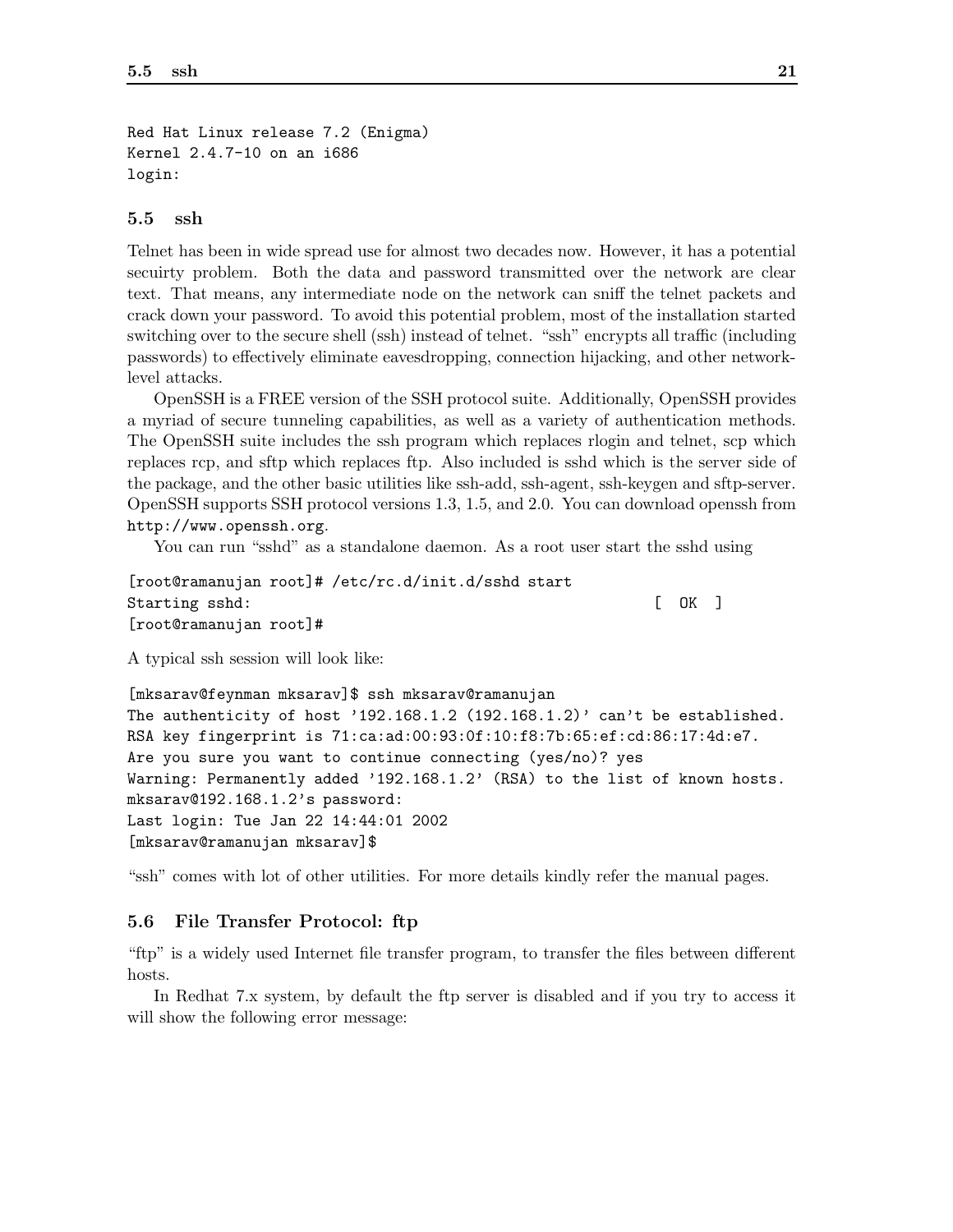```
Red Hat Linux release 7.2 (Enigma)
Kernel 2.4.7-10 on an i686
login:
```

## 5.5 ssh

Telnet has been in wide spread use for almost two decades now. However, it has a potential secuirty problem. Both the data and password transmitted over the network are clear text. That means, any intermediate node on the network can sniff the telnet packets and crack down your password. To avoid this potential problem, most of the installation started switching over to the secure shell (ssh) instead of telnet. "ssh" encrypts all traffic (including passwords) to effectively eliminate eavesdropping, connection hijacking, and other network-level attacks.

OpenSSH is a FREE version of the SSH protocol suite. Additionally, OpenSSH provides a myriad of secure tunneling capabilities, as well as a variety of authentication methods. The OpenSSH suite includes the ssh program which replaces rlogin and telnet, scp which replaces rcp, and sftp which replaces ftp. Also included is sshd which is the server side of the package, and the other basic utilities like ssh-add, ssh-agent, ssh-keygen and sftp-server. OpenSSH supports SSH protocol versions 1.3, 1.5, and 2.0. You can download openssh from http://www.openssh.org.

You can run "sshd" as a standalone daemon. As a root user start the sshd using

```
[root@ramanujan root]# /etc/rc.d/init.d/sshd start
Starting sshd:                                              [  OK  ]
[root@ramanujan root]#
```

A typical ssh session will look like:

```
[mksarav@feynman mksarav]$ ssh mksarav@ramanujan
The authenticity of host '192.168.1.2 (192.168.1.2)' can't be established.
RSA key fingerprint is 71:ca:ad:00:93:0f:10:f8:7b:65:ef:cd:86:17:4d:e7.
Are you sure you want to continue connecting (yes/no)? yes
Warning: Permanently added '192.168.1.2' (RSA) to the list of known hosts.
mksarav@192.168.1.2's password:
Last login: Tue Jan 22 14:44:01 2002
[mksarav@ramanujan mksarav]$
```

"ssh" comes with lot of other utilities. For more details kindly refer the manual pages.

## 5.6 File Transfer Protocol: ftp

"ftp" is a widely used Internet file transfer program, to transfer the files between different hosts.

In Redhat 7.x system, by default the ftp server is disabled and if you try to access it will show the following error message: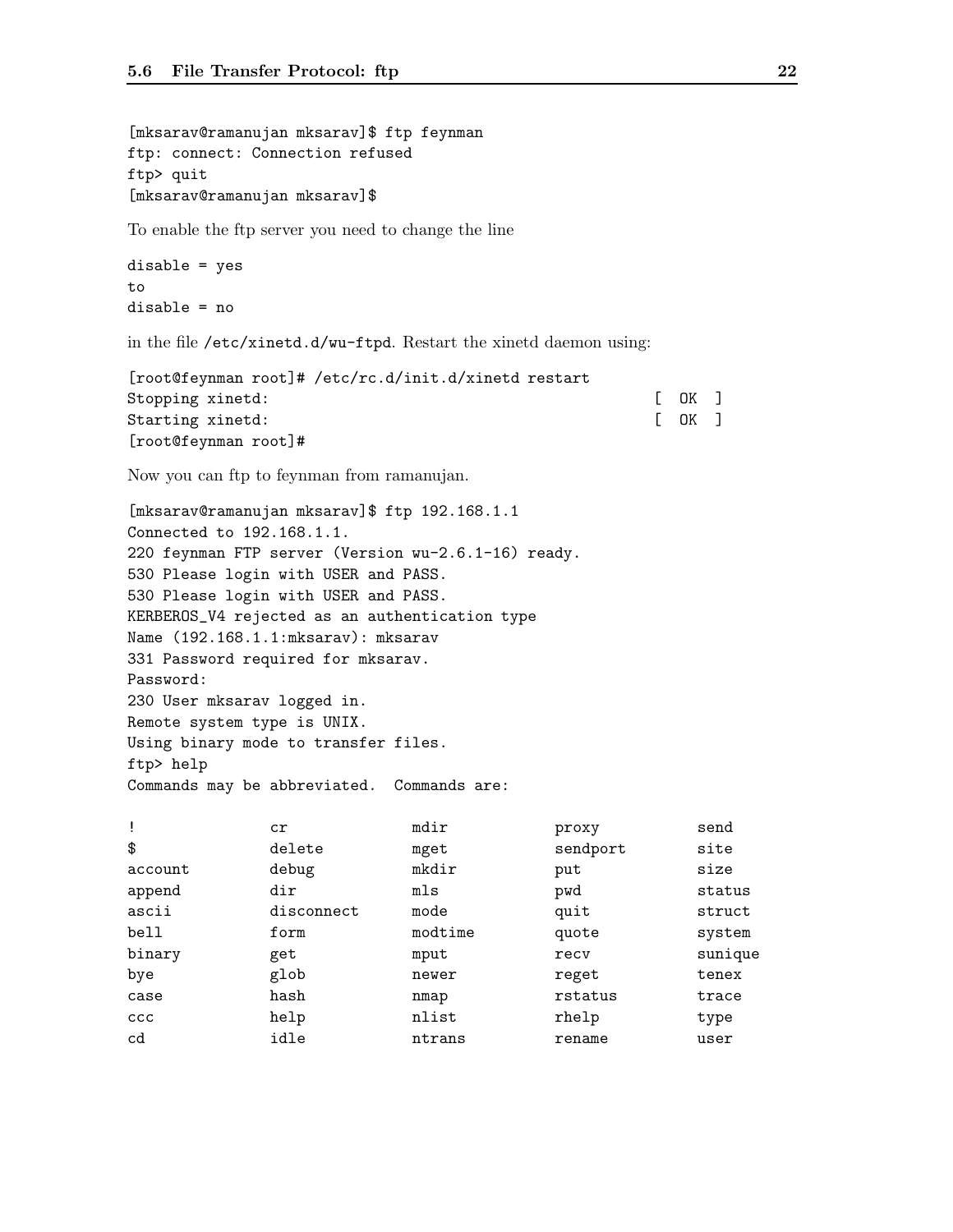```
[mksarav@ramanujan mksarav]$ ftp feynman
ftp: connect: Connection refused
ftp> quit
[mksarav@ramanujan mksarav]$
```

To enable the ftp server you need to change the line

```
disable = yes
to
disable = no
```

in the file `/etc/xinetd.d/wu-ftpd`. Restart the xinetd daemon using:

```
[root@feynman root]# /etc/rc.d/init.d/xinetd restart
Stopping xinetd:                                           [  OK  ]
Starting xinetd:                                           [  OK  ]
[root@feynman root]#
```

Now you can ftp to feynman from ramanujan.

```
[mksarav@ramanujan mksarav]$ ftp 192.168.1.1
Connected to 192.168.1.1.
220 feynman FTP server (Version wu-2.6.1-16) ready.
530 Please login with USER and PASS.
530 Please login with USER and PASS.
KERBEROS_V4 rejected as an authentication type
Name (192.168.1.1:mksarav): mksarav
331 Password required for mksarav.
Password:
230 User mksarav logged in.
Remote system type is UNIX.
Using binary mode to transfer files.
ftp> help
Commands may be abbreviated.  Commands are:

!               cr              mdir            proxy           send
$               delete          mget            sendport        site
account         debug           mkdir           put             size
append          dir             mls             pwd             status
ascii           disconnect      mode            quit            struct
bell            form            modtime         quote           system
binary          get             mput            recv            sunique
bye             glob            newer           reget           tenex
case            hash            nmap            rstatus         trace
ccc             help            nlist           rhelp           type
cd              idle            ntrans          rename          user
```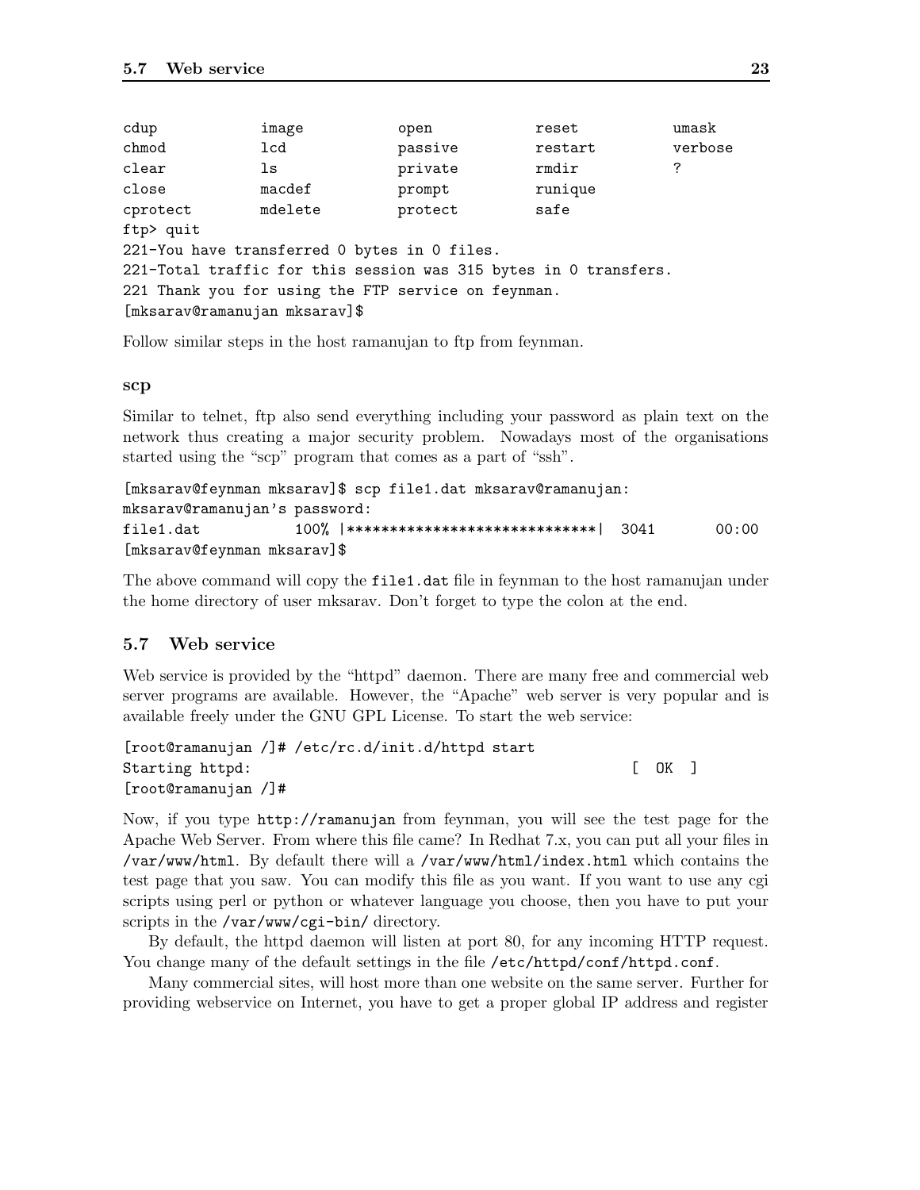```
cdup            image           open            reset           umask
chmod           lcd             passive         restart         verbose
clear           ls              private         rmdir           ?
close           macdef          prompt          runique
cprotect        mdelete         protect         safe
ftp> quit
221-You have transferred 0 bytes in 0 files.
221-Total traffic for this session was 315 bytes in 0 transfers.
221 Thank you for using the FTP service on feynman.
[mksarav@ramanujan mksarav]$
```

Follow similar steps in the host ramanujan to ftp from feynman.

**scp**

Similar to telnet, ftp also send everything including your password as plain text on the network thus creating a major security problem. Nowadays most of the organisations started using the "scp" program that comes as a part of "ssh".

```
[mksarav@feynman mksarav]$ scp file1.dat mksarav@ramanujan:
mksarav@ramanujan's password:
file1.dat          100% |*****************************|  3041       00:00
[mksarav@feynman mksarav]$
```

The above command will copy the `file1.dat` file in feynman to the host ramanujan under the home directory of user mksarav. Don't forget to type the colon at the end.

## 5.7 Web service

Web service is provided by the "httpd" daemon. There are many free and commercial web server programs are available. However, the "Apache" web server is very popular and is available freely under the GNU GPL License. To start the web service:

```
[root@ramanujan /]# /etc/rc.d/init.d/httpd start
Starting httpd:                                            [  OK  ]
[root@ramanujan /]#
```

Now, if you type `http://ramanujan` from feynman, you will see the test page for the Apache Web Server. From where this file came? In Redhat 7.x, you can put all your files in `/var/www/html`. By default there will a `/var/www/html/index.html` which contains the test page that you saw. You can modify this file as you want. If you want to use any cgi scripts using perl or python or whatever language you choose, then you have to put your scripts in the `/var/www/cgi-bin/` directory.

By default, the httpd daemon will listen at port 80, for any incoming HTTP request. You change many of the default settings in the file `/etc/httpd/conf/httpd.conf`.

Many commercial sites, will host more than one website on the same server. Further for providing webservice on Internet, you have to get a proper global IP address and register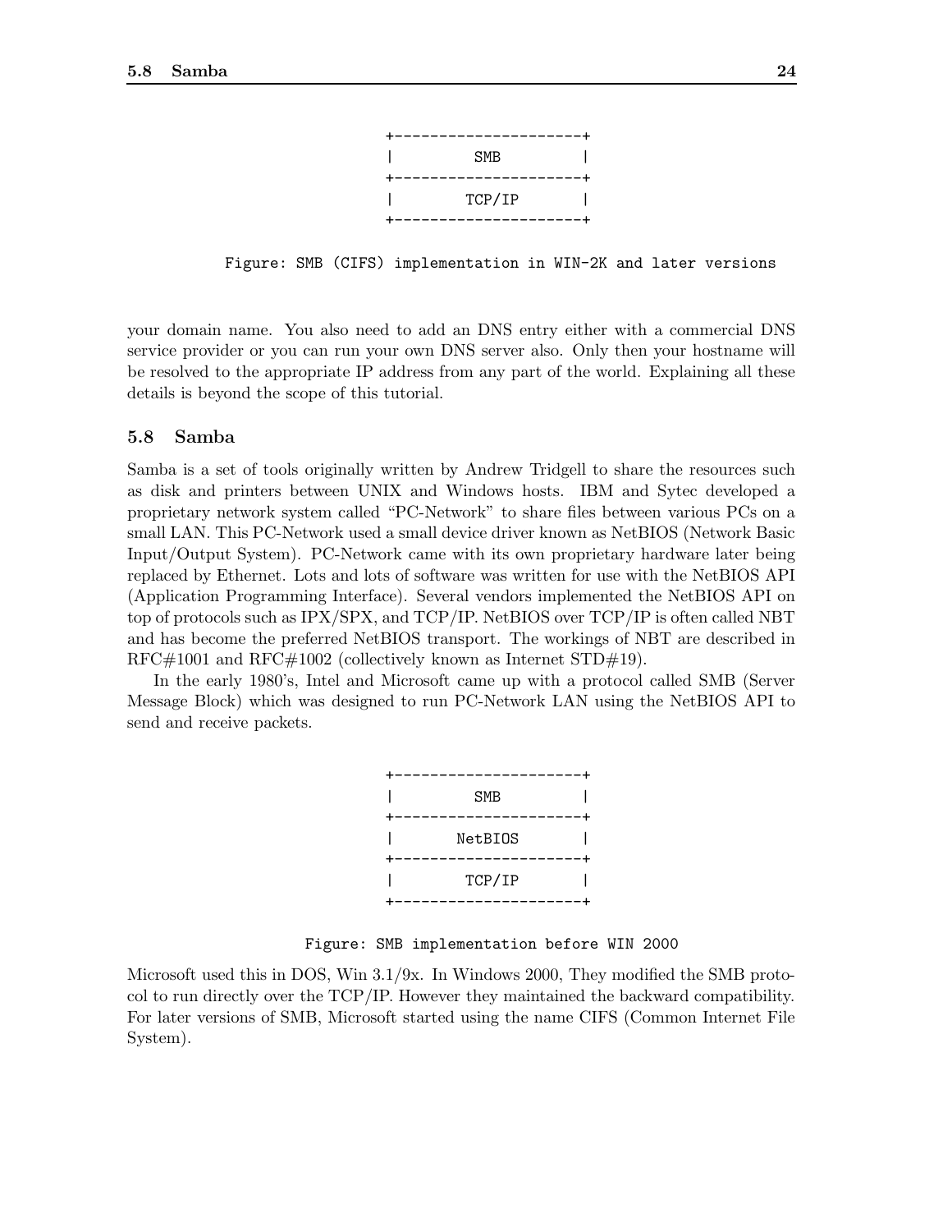```
+---------------------+
|         SMB         |
+---------------------+
|        TCP/IP       |
+---------------------+
```

Figure: SMB (CIFS) implementation in WIN-2K and later versions

your domain name. You also need to add an DNS entry either with a commercial DNS service provider or you can run your own DNS server also. Only then your hostname will be resolved to the appropriate IP address from any part of the world. Explaining all these details is beyond the scope of this tutorial.

## 5.8 Samba

Samba is a set of tools originally written by Andrew Tridgell to share the resources such as disk and printers between UNIX and Windows hosts. IBM and Sytec developed a proprietary network system called "PC-Network" to share files between various PCs on a small LAN. This PC-Network used a small device driver known as NetBIOS (Network Basic Input/Output System). PC-Network came with its own proprietary hardware later being replaced by Ethernet. Lots and lots of software was written for use with the NetBIOS API (Application Programming Interface). Several vendors implemented the NetBIOS API on top of protocols such as IPX/SPX, and TCP/IP. NetBIOS over TCP/IP is often called NBT and has become the preferred NetBIOS transport. The workings of NBT are described in RFC#1001 and RFC#1002 (collectively known as Internet STD#19).

In the early 1980's, Intel and Microsoft came up with a protocol called SMB (Server Message Block) which was designed to run PC-Network LAN using the NetBIOS API to send and receive packets.

```
+---------------------+
|         SMB         |
+---------------------+
|       NetBIOS       |
+---------------------+
|        TCP/IP       |
+---------------------+
```

Figure: SMB implementation before WIN 2000

Microsoft used this in DOS, Win 3.1/9x. In Windows 2000, They modified the SMB protocol to run directly over the TCP/IP. However they maintained the backward compatibility. For later versions of SMB, Microsoft started using the name CIFS (Common Internet File System).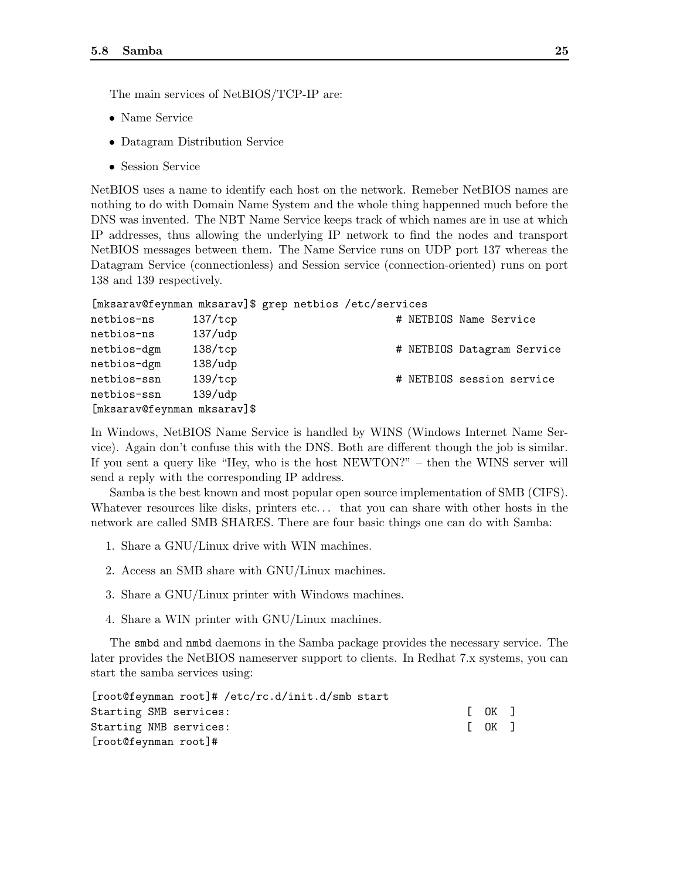The main services of NetBIOS/TCP-IP are:

- Name Service
- Datagram Distribution Service
- Session Service

NetBIOS uses a name to identify each host on the network. Remeber NetBIOS names are nothing to do with Domain Name System and the whole thing happenned much before the DNS was invented. The NBT Name Service keeps track of which names are in use at which IP addresses, thus allowing the underlying IP network to find the nodes and transport NetBIOS messages between them. The Name Service runs on UDP port 137 whereas the Datagram Service (connectionless) and Session service (connection-oriented) runs on port 138 and 139 respectively.

```
[mksarav@feynman mksarav]$ grep netbios /etc/services
netbios-ns      137/tcp                         # NETBIOS Name Service
netbios-ns      137/udp
netbios-dgm     138/tcp                         # NETBIOS Datagram Service
netbios-dgm     138/udp
netbios-ssn     139/tcp                         # NETBIOS session service
netbios-ssn     139/udp
[mksarav@feynman mksarav]$
```

In Windows, NetBIOS Name Service is handled by WINS (Windows Internet Name Service). Again don't confuse this with the DNS. Both are different though the job is similar. If you sent a query like "Hey, who is the host NEWTON?" – then the WINS server will send a reply with the corresponding IP address.

Samba is the best known and most popular open source implementation of SMB (CIFS). Whatever resources like disks, printers etc... that you can share with other hosts in the network are called SMB SHARES. There are four basic things one can do with Samba:

1. Share a GNU/Linux drive with WIN machines.
2. Access an SMB share with GNU/Linux machines.
3. Share a GNU/Linux printer with Windows machines.
4. Share a WIN printer with GNU/Linux machines.

The `smbd` and `nmbd` daemons in the Samba package provides the necessary service. The later provides the NetBIOS nameserver support to clients. In Redhat 7.x systems, you can start the samba services using:

```
[root@feynman root]# /etc/rc.d/init.d/smb start
Starting SMB services:                                     [  OK  ]
Starting NMB services:                                     [  OK  ]
[root@feynman root]#
```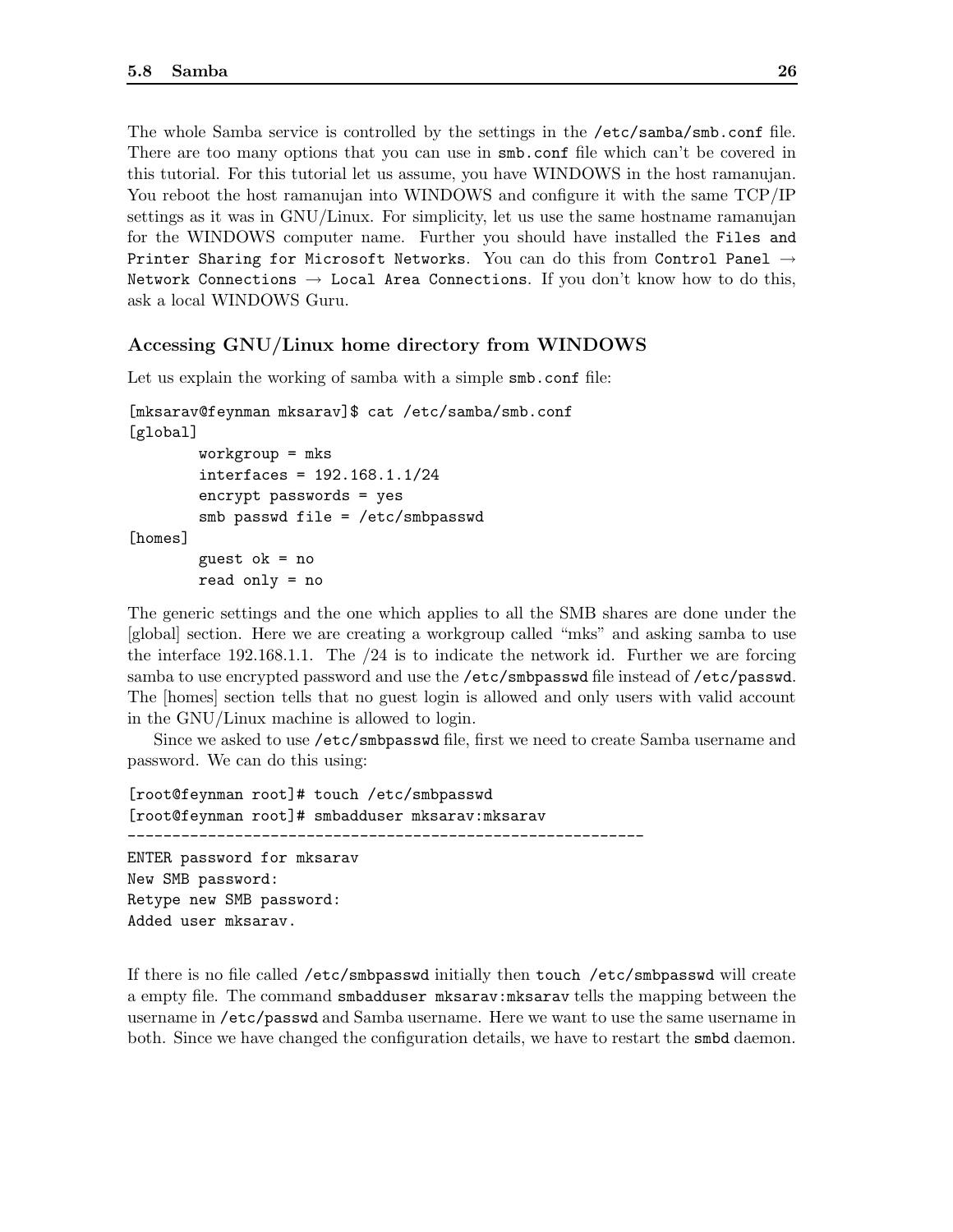The whole Samba service is controlled by the settings in the `/etc/samba/smb.conf` file. There are too many options that you can use in `smb.conf` file which can't be covered in this tutorial. For this tutorial let us assume, you have WINDOWS in the host ramanujan. You reboot the host ramanujan into WINDOWS and configure it with the same TCP/IP settings as it was in GNU/Linux. For simplicity, let us use the same hostname ramanujan for the WINDOWS computer name. Further you should have installed the `Files and Printer Sharing for Microsoft Networks`. You can do this from `Control Panel` → `Network Connections` → `Local Area Connections`. If you don't know how to do this, ask a local WINDOWS Guru.

### Accessing GNU/Linux home directory from WINDOWS

Let us explain the working of samba with a simple `smb.conf` file:

```
[mksarav@feynman mksarav]$ cat /etc/samba/smb.conf
[global]
        workgroup = mks
        interfaces = 192.168.1.1/24
        encrypt passwords = yes
        smb passwd file = /etc/smbpasswd
[homes]
        guest ok = no
        read only = no
```

The generic settings and the one which applies to all the SMB shares are done under the [global] section. Here we are creating a workgroup called "mks" and asking samba to use the interface 192.168.1.1. The /24 is to indicate the network id. Further we are forcing samba to use encrypted password and use the `/etc/smbpasswd` file instead of `/etc/passwd`. The [homes] section tells that no guest login is allowed and only users with valid account in the GNU/Linux machine is allowed to login.

Since we asked to use `/etc/smbpasswd` file, first we need to create Samba username and password. We can do this using:

```
[root@feynman root]# touch /etc/smbpasswd
[root@feynman root]# smbadduser mksarav:mksarav
-----------------------------------------------------------
ENTER password for mksarav
New SMB password:
Retype new SMB password:
Added user mksarav.
```

If there is no file called `/etc/smbpasswd` initially then `touch /etc/smbpasswd` will create a empty file. The command `smbadduser mksarav:mksarav` tells the mapping between the username in `/etc/passwd` and Samba username. Here we want to use the same username in both. Since we have changed the configuration details, we have to restart the `smbd` daemon.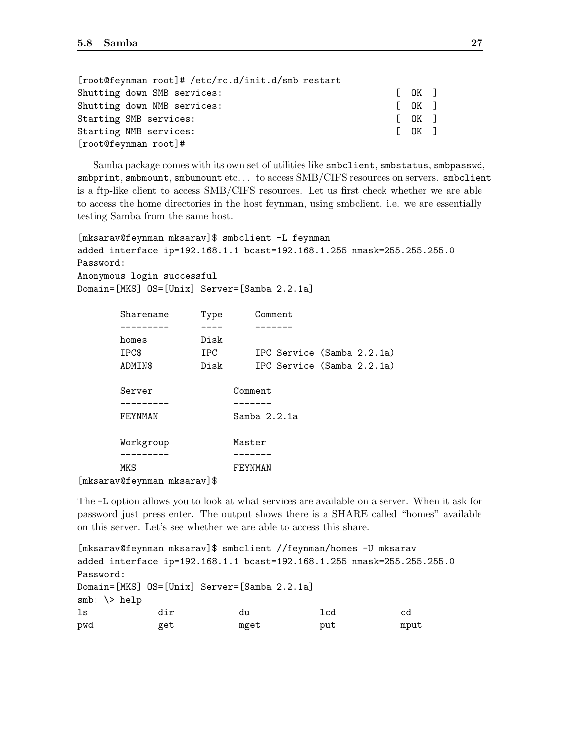```
[root@feynman root]# /etc/rc.d/init.d/smb restart
Shutting down SMB services:                                [  OK  ]
Shutting down NMB services:                                [  OK  ]
Starting SMB services:                                     [  OK  ]
Starting NMB services:                                     [  OK  ]
[root@feynman root]#
```

Samba package comes with its own set of utilities like `smbclient`, `smbstatus`, `smbpasswd`, `smbprint`, `smbmount`, `smbumount` etc... to access SMB/CIFS resources on servers. `smbclient` is a ftp-like client to access SMB/CIFS resources. Let us first check whether we are able to access the home directories in the host feynman, using smbclient. i.e. we are essentially testing Samba from the same host.

```
[mksarav@feynman mksarav]$ smbclient -L feynman
added interface ip=192.168.1.1 bcast=192.168.1.255 nmask=255.255.255.0
Password:
Anonymous login successful
Domain=[MKS] OS=[Unix] Server=[Samba 2.2.1a]

        Sharename      Type      Comment
        ---------      ----      -------
        homes          Disk
        IPC$           IPC       IPC Service (Samba 2.2.1a)
        ADMIN$         Disk      IPC Service (Samba 2.2.1a)

        Server              Comment
        ---------           -------
        FEYNMAN             Samba 2.2.1a

        Workgroup           Master
        ---------           -------
        MKS                 FEYNMAN
[mksarav@feynman mksarav]$
```

The `-L` option allows you to look at what services are available on a server. When it ask for password just press enter. The output shows there is a SHARE called "homes" available on this server. Let's see whether we are able to access this share.

```
[mksarav@feynman mksarav]$ smbclient //feynman/homes -U mksarav
added interface ip=192.168.1.1 bcast=192.168.1.255 nmask=255.255.255.0
Password:
Domain=[MKS] OS=[Unix] Server=[Samba 2.2.1a]
smb: \> help
ls             dir            du             lcd            cd
pwd            get            mget           put            mput
```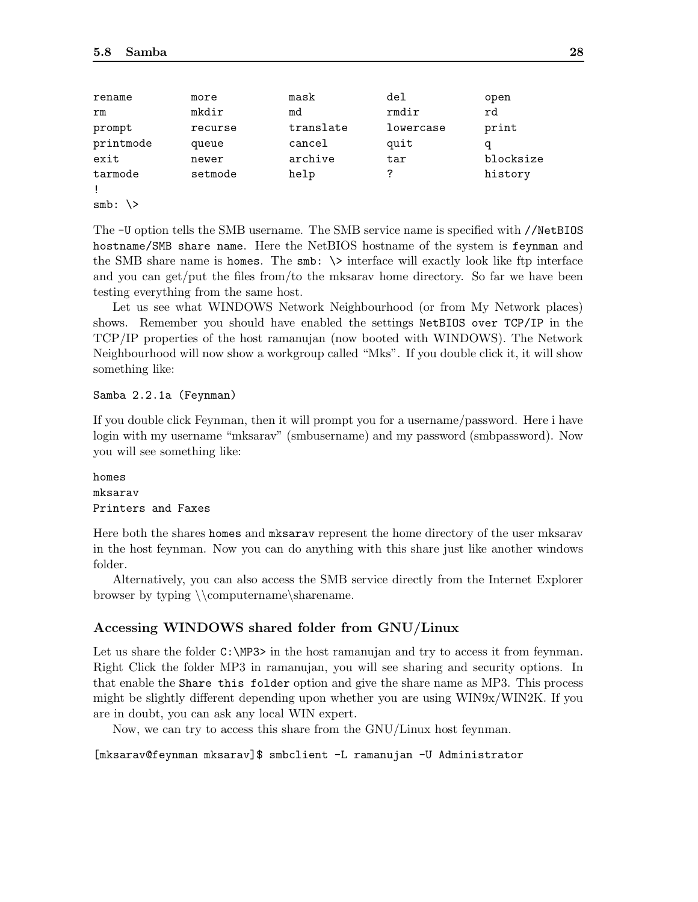```
rename          more            mask            del             open
rm              mkdir           md              rmdir           rd
prompt          recurse         translate       lowercase       print
printmode       queue           cancel          quit            q
exit            newer           archive         tar             blocksize
tarmode         setmode         help            ?               history
!
smb: \>
```

The `-U` option tells the SMB username. The SMB service name is specified with `//NetBIOS hostname/SMB share name`. Here the NetBIOS hostname of the system is `feynman` and the SMB share name is `homes`. The `smb: \>` interface will exactly look like ftp interface and you can get/put the files from/to the mksarav home directory. So far we have been testing everything from the same host.

Let us see what WINDOWS Network Neighbourhood (or from My Network places) shows. Remember you should have enabled the settings `NetBIOS over TCP/IP` in the TCP/IP properties of the host ramanujan (now booted with WINDOWS). The Network Neighbourhood will now show a workgroup called "Mks". If you double click it, it will show something like:

```
Samba 2.2.1a (Feynman)
```

If you double click Feynman, then it will prompt you for a username/password. Here i have login with my username "mksarav" (smbusername) and my password (smbpassword). Now you will see something like:

```
homes
mksarav
Printers and Faxes
```

Here both the shares `homes` and `mksarav` represent the home directory of the user mksarav in the host feynman. Now you can do anything with this share just like another windows folder.

Alternatively, you can also access the SMB service directly from the Internet Explorer browser by typing \\computername\sharename.

### Accessing WINDOWS shared folder from GNU/Linux

Let us share the folder `C:\MP3>` in the host ramanujan and try to access it from feynman. Right Click the folder MP3 in ramanujan, you will see sharing and security options. In that enable the `Share this folder` option and give the share name as MP3. This process might be slightly different depending upon whether you are using WIN9x/WIN2K. If you are in doubt, you can ask any local WIN expert.

Now, we can try to access this share from the GNU/Linux host feynman.

```
[mksarav@feynman mksarav]$ smbclient -L ramanujan -U Administrator
```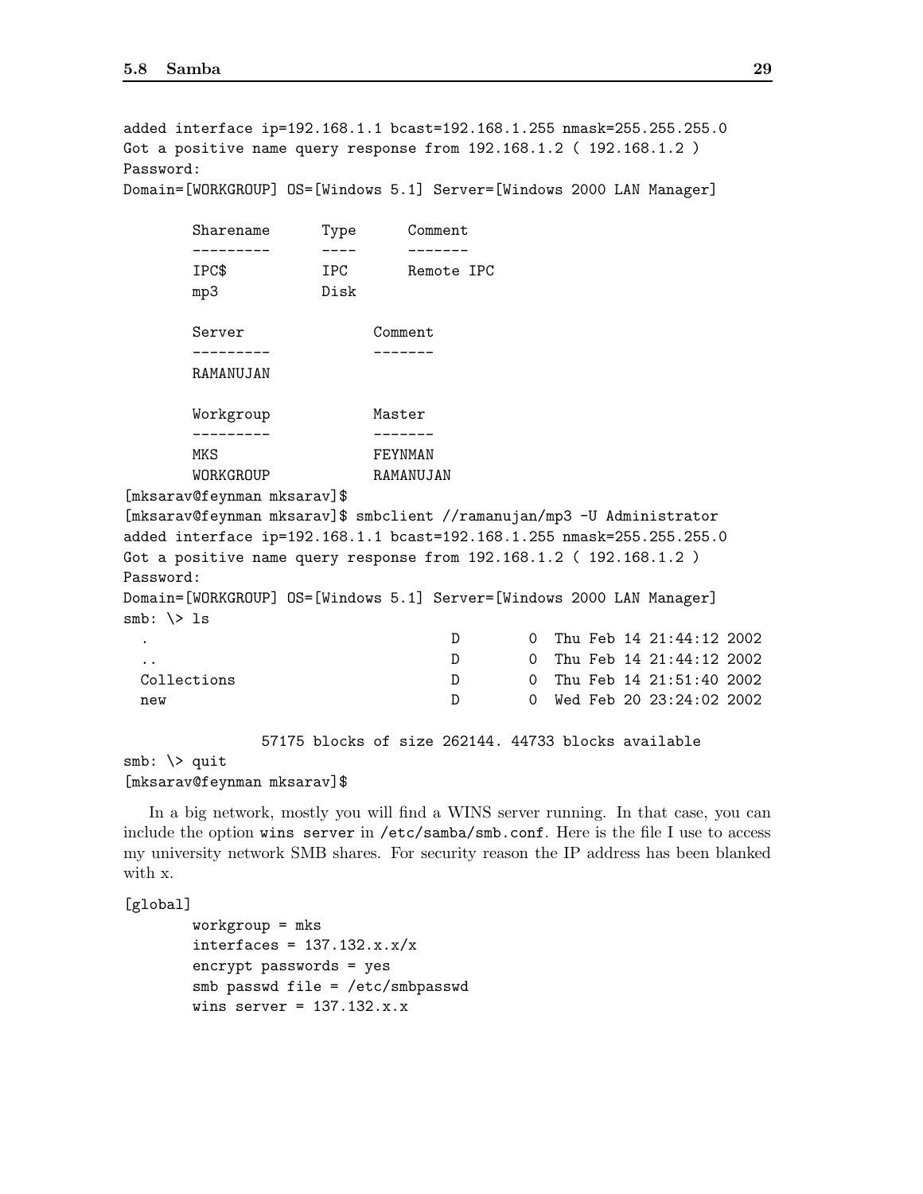```
added interface ip=192.168.1.1 bcast=192.168.1.255 nmask=255.255.255.0
Got a positive name query response from 192.168.1.2 ( 192.168.1.2 )
Password:
Domain=[WORKGROUP] OS=[Windows 5.1] Server=[Windows 2000 LAN Manager]

        Sharename      Type      Comment
        ---------      ----      -------
        IPC$           IPC       Remote IPC
        mp3            Disk

        Server              Comment
        ---------           -------
        RAMANUJAN

        Workgroup           Master
        ---------           -------
        MKS                 FEYNMAN
        WORKGROUP           RAMANUJAN
[mksarav@feynman mksarav]$
[mksarav@feynman mksarav]$ smbclient //ramanujan/mp3 -U Administrator
added interface ip=192.168.1.1 bcast=192.168.1.255 nmask=255.255.255.0
Got a positive name query response from 192.168.1.2 ( 192.168.1.2 )
Password:
Domain=[WORKGROUP] OS=[Windows 5.1] Server=[Windows 2000 LAN Manager]
smb: \> ls
  .                                   D        0  Thu Feb 14 21:44:12 2002
  ..                                  D        0  Thu Feb 14 21:44:12 2002
  Collections                         D        0  Thu Feb 14 21:51:40 2002
  new                                 D        0  Wed Feb 20 23:24:02 2002

                57175 blocks of size 262144. 44733 blocks available
smb: \> quit
[mksarav@feynman mksarav]$
```

In a big network, mostly you will find a WINS server running. In that case, you can include the option `wins server` in `/etc/samba/smb.conf`. Here is the file I use to access my university network SMB shares. For security reason the IP address has been blanked with x.

```
[global]
        workgroup = mks
        interfaces = 137.132.x.x/x
        encrypt passwords = yes
        smb passwd file = /etc/smbpasswd
        wins server = 137.132.x.x
```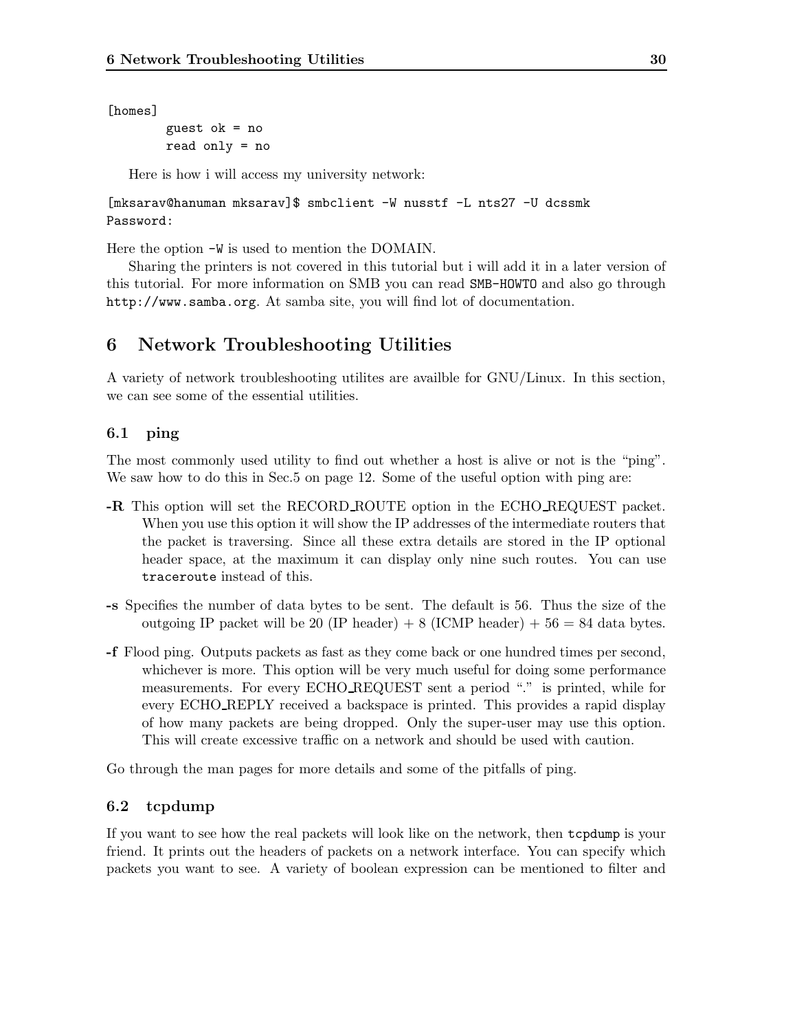```
[homes]
        guest ok = no
        read only = no
```

Here is how i will access my university network:

```
[mksarav@hanuman mksarav]$ smbclient -W nusstf -L nts27 -U dcssmk
Password:
```

Here the option `-W` is used to mention the DOMAIN.

Sharing the printers is not covered in this tutorial but i will add it in a later version of this tutorial. For more information on SMB you can read `SMB-HOWTO` and also go through `http://www.samba.org`. At samba site, you will find lot of documentation.

# 6 Network Troubleshooting Utilities

A variety of network troubleshooting utilites are availble for GNU/Linux. In this section, we can see some of the essential utilities.

## 6.1 ping

The most commonly used utility to find out whether a host is alive or not is the "ping". We saw how to do this in Sec.5 on page 12. Some of the useful option with ping are:

**-R** This option will set the RECORD_ROUTE option in the ECHO_REQUEST packet. When you use this option it will show the IP addresses of the intermediate routers that the packet is traversing. Since all these extra details are stored in the IP optional header space, at the maximum it can display only nine such routes. You can use `traceroute` instead of this.

**-s** Specifies the number of data bytes to be sent. The default is 56. Thus the size of the outgoing IP packet will be 20 (IP header) + 8 (ICMP header) + 56 = 84 data bytes.

**-f** Flood ping. Outputs packets as fast as they come back or one hundred times per second, whichever is more. This option will be very much useful for doing some performance measurements. For every ECHO_REQUEST sent a period "." is printed, while for every ECHO_REPLY received a backspace is printed. This provides a rapid display of how many packets are being dropped. Only the super-user may use this option. This will create excessive traffic on a network and should be used with caution.

Go through the man pages for more details and some of the pitfalls of ping.

## 6.2 tcpdump

If you want to see how the real packets will look like on the network, then `tcpdump` is your friend. It prints out the headers of packets on a network interface. You can specify which packets you want to see. A variety of boolean expression can be mentioned to filter and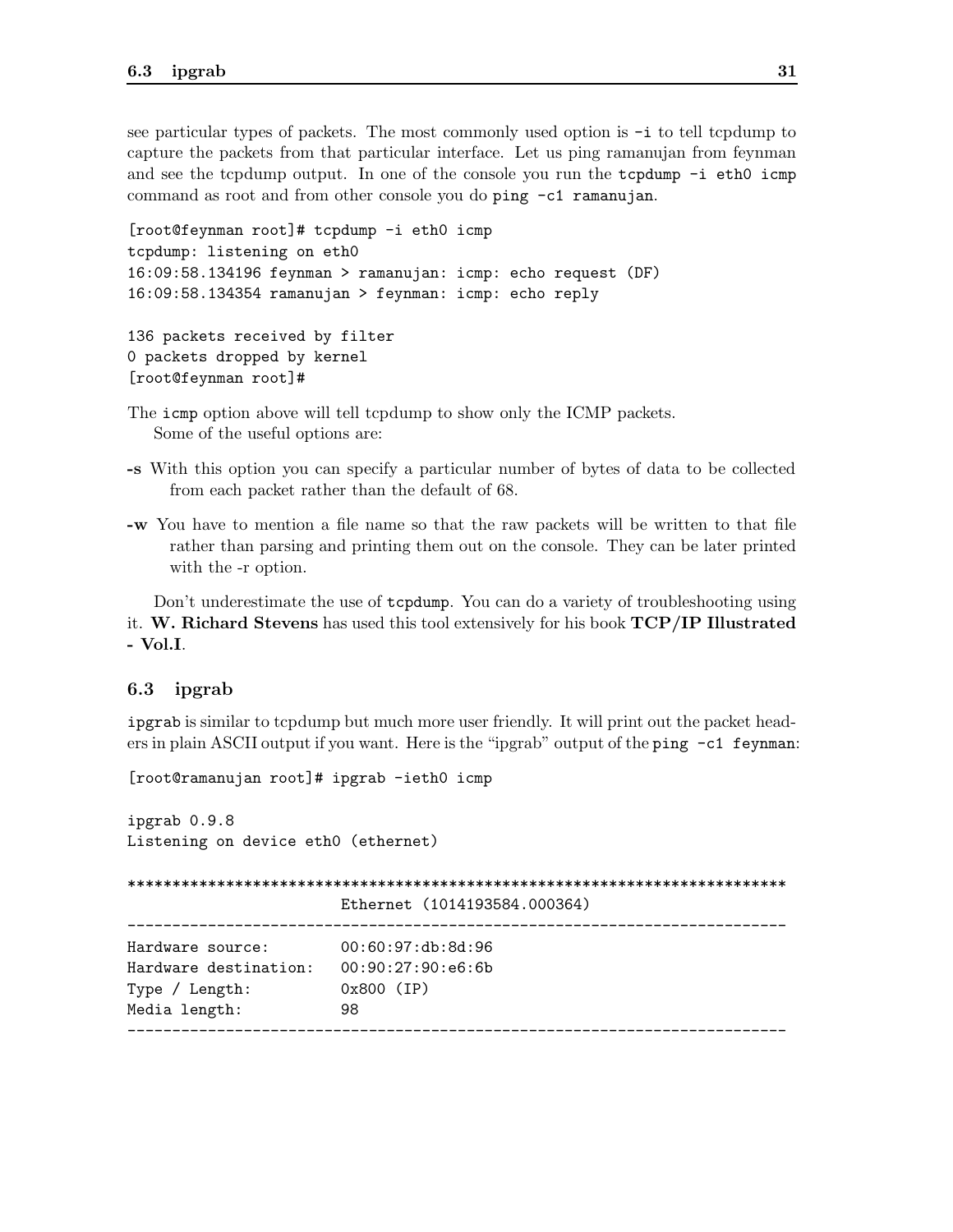see particular types of packets. The most commonly used option is `-i` to tell tcpdump to capture the packets from that particular interface. Let us ping ramanujan from feynman and see the tcpdump output. In one of the console you run the `tcpdump -i eth0 icmp` command as root and from other console you do `ping -c1 ramanujan`.

```
[root@feynman root]# tcpdump -i eth0 icmp
tcpdump: listening on eth0
16:09:58.134196 feynman > ramanujan: icmp: echo request (DF)
16:09:58.134354 ramanujan > feynman: icmp: echo reply

136 packets received by filter
0 packets dropped by kernel
[root@feynman root]#
```

The `icmp` option above will tell tcpdump to show only the ICMP packets.

Some of the useful options are:

- **-s** With this option you can specify a particular number of bytes of data to be collected from each packet rather than the default of 68.
- **-w** You have to mention a file name so that the raw packets will be written to that file rather than parsing and printing them out on the console. They can be later printed with the -r option.

Don't underestimate the use of `tcpdump`. You can do a variety of troubleshooting using it. **W. Richard Stevens** has used this tool extensively for his book **TCP/IP Illustrated - Vol.I**.

## 6.3 ipgrab

`ipgrab` is similar to tcpdump but much more user friendly. It will print out the packet headers in plain ASCII output if you want. Here is the "ipgrab" output of the `ping -c1 feynman`:

```
[root@ramanujan root]# ipgrab -ieth0 icmp

ipgrab 0.9.8
Listening on device eth0 (ethernet)

****************************************************************************
                         Ethernet (1014193584.000364)
----------------------------------------------------------------------------
Hardware source:         00:60:97:db:8d:96
Hardware destination:    00:90:27:90:e6:6b
Type / Length:           0x800 (IP)
Media length:            98
----------------------------------------------------------------------------
```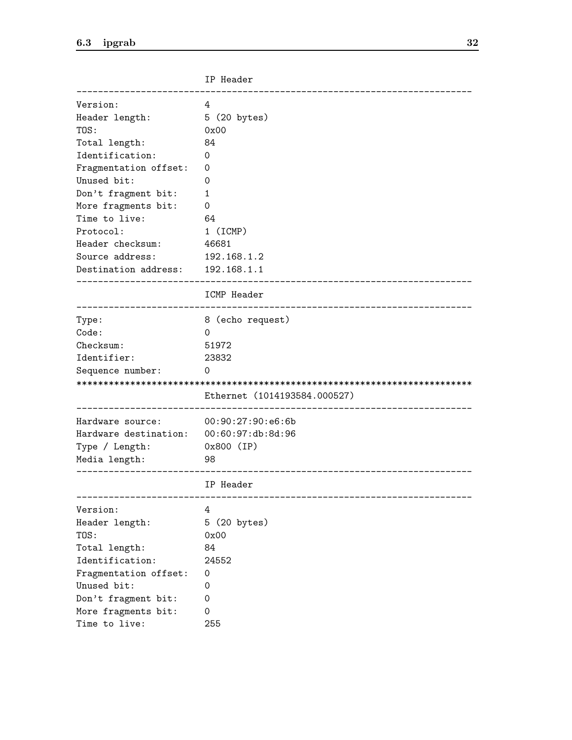```
                    IP Header
-----------------------------------------------------------------------------
Version:                4
Header length:          5 (20 bytes)
TOS:                    0x00
Total length:           84
Identification:         0
Fragmentation offset:   0
Unused bit:             0
Don't fragment bit:     1
More fragments bit:     0
Time to live:           64
Protocol:               1 (ICMP)
Header checksum:        46681
Source address:         192.168.1.2
Destination address:    192.168.1.1
-----------------------------------------------------------------------------
                        ICMP Header
-----------------------------------------------------------------------------
Type:                   8 (echo request)
Code:                   0
Checksum:               51972
Identifier:             23832
Sequence number:        0
*****************************************************************************
                        Ethernet (1014193584.000527)
-----------------------------------------------------------------------------
Hardware source:        00:90:27:90:e6:6b
Hardware destination:   00:60:97:db:8d:96
Type / Length:          0x800 (IP)
Media length:           98
-----------------------------------------------------------------------------
                        IP Header
-----------------------------------------------------------------------------
Version:                4
Header length:          5 (20 bytes)
TOS:                    0x00
Total length:           84
Identification:         24552
Fragmentation offset:   0
Unused bit:             0
Don't fragment bit:     0
More fragments bit:     0
Time to live:           255
```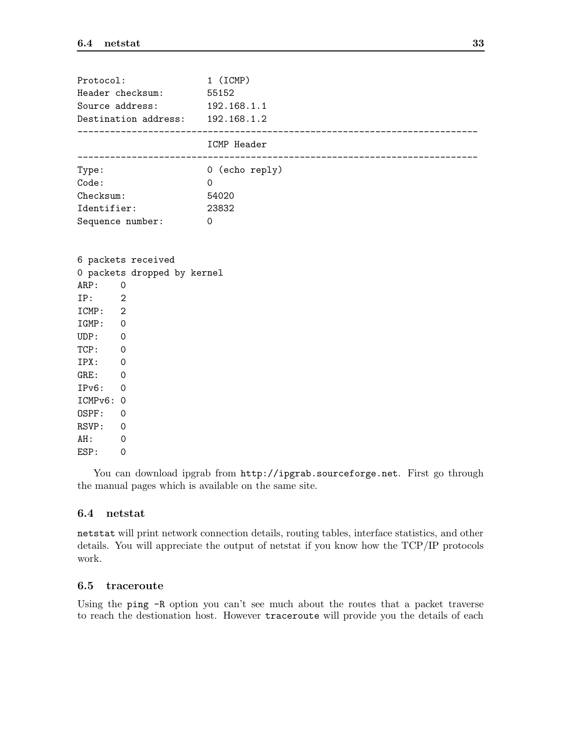```
Protocol:              1 (ICMP)
Header checksum:       55152
Source address:        192.168.1.1
Destination address:   192.168.1.2
--------------------------------------------------------------------------
                       ICMP Header
--------------------------------------------------------------------------
Type:                  0 (echo reply)
Code:                  0
Checksum:              54020
Identifier:            23832
Sequence number:       0


6 packets received
0 packets dropped by kernel
ARP:    0
IP:     2
ICMP:   2
IGMP:   0
UDP:    0
TCP:    0
IPX:    0
GRE:    0
IPv6:   0
ICMPv6: 0
OSPF:   0
RSVP:   0
AH:     0
ESP:    0
```

You can download ipgrab from `http://ipgrab.sourceforge.net`. First go through the manual pages which is available on the same site.

### 6.4 netstat

`netstat` will print network connection details, routing tables, interface statistics, and other details. You will appreciate the output of netstat if you know how the TCP/IP protocols work.

### 6.5 traceroute

Using the `ping -R` option you can't see much about the routes that a packet traverse to reach the destionation host. However `traceroute` will provide you the details of each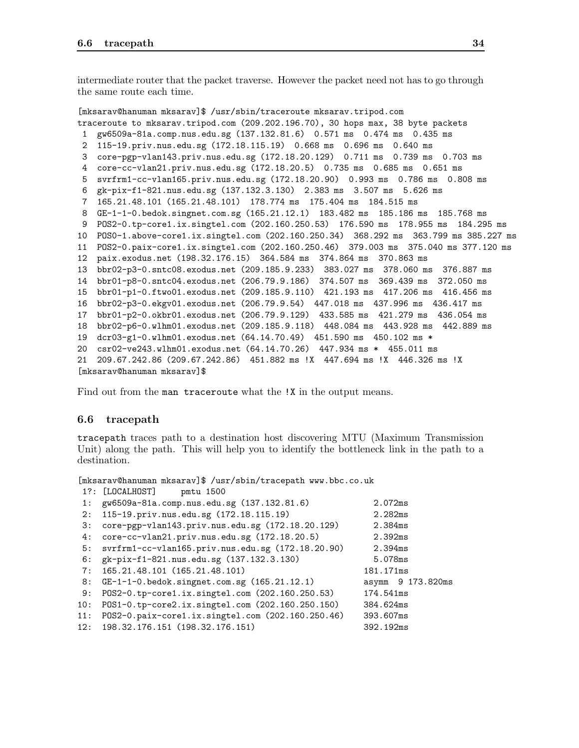intermediate router that the packet traverse. However the packet need not has to go through the same route each time.

```
[mksarav@hanuman mksarav]$ /usr/sbin/traceroute mksarav.tripod.com
traceroute to mksarav.tripod.com (209.202.196.70), 30 hops max, 38 byte packets
 1  gw6509a-81a.comp.nus.edu.sg (137.132.81.6)  0.571 ms  0.474 ms  0.435 ms
 2  115-19.priv.nus.edu.sg (172.18.115.19)  0.668 ms  0.696 ms  0.640 ms
 3  core-pgp-vlan143.priv.nus.edu.sg (172.18.20.129)  0.711 ms  0.739 ms  0.703 ms
 4  core-cc-vlan21.priv.nus.edu.sg (172.18.20.5)  0.735 ms  0.685 ms  0.651 ms
 5  svrfrm1-cc-vlan165.priv.nus.edu.sg (172.18.20.90)  0.993 ms  0.786 ms  0.808 ms
 6  gk-pix-f1-821.nus.edu.sg (137.132.3.130)  2.383 ms  3.507 ms  5.626 ms
 7  165.21.48.101 (165.21.48.101)  178.774 ms  175.404 ms  184.515 ms
 8  GE-1-1-0.bedok.singnet.com.sg (165.21.12.1)  183.482 ms  185.186 ms  185.768 ms
 9  POS2-0.tp-core1.ix.singtel.com (202.160.250.53)  176.590 ms  178.955 ms  184.295 ms
10  POS0-1.above-core1.ix.singtel.com (202.160.250.34)  368.292 ms  363.799 ms 385.227 ms
11  POS2-0.paix-core1.ix.singtel.com (202.160.250.46)  379.003 ms  375.040 ms 377.120 ms
12  paix.exodus.net (198.32.176.15)  364.584 ms  374.864 ms  370.863 ms
13  bbr02-p3-0.sntc08.exodus.net (209.185.9.233)  383.027 ms  378.060 ms  376.887 ms
14  bbr01-p8-0.sntc04.exodus.net (206.79.9.186)  374.507 ms  369.439 ms  372.050 ms
15  bbr01-p1-0.ftwo01.exodus.net (209.185.9.110)  421.193 ms  417.206 ms  416.456 ms
16  bbr02-p3-0.ekgv01.exodus.net (206.79.9.54)  447.018 ms  437.996 ms  436.417 ms
17  bbr01-p2-0.okbr01.exodus.net (206.79.9.129)  433.585 ms  421.279 ms  436.054 ms
18  bbr02-p6-0.wlhm01.exodus.net (209.185.9.118)  448.084 ms  443.928 ms  442.889 ms
19  dcr03-g1-0.wlhm01.exodus.net (64.14.70.49)  451.590 ms  450.102 ms *
20  csr02-ve243.wlhm01.exodus.net (64.14.70.26)  447.934 ms *  455.011 ms
21  209.67.242.86 (209.67.242.86)  451.882 ms !X  447.694 ms !X  446.326 ms !X
[mksarav@hanuman mksarav]$
```

Find out from the `man traceroute` what the `!X` in the output means.

## 6.6 tracepath

`tracepath` traces path to a destination host discovering MTU (Maximum Transmission Unit) along the path. This will help you to identify the bottleneck link in the path to a destination.

```
[mksarav@hanuman mksarav]$ /usr/sbin/tracepath www.bbc.co.uk
 1?: [LOCALHOST]     pmtu 1500
 1:  gw6509a-81a.comp.nus.edu.sg (137.132.81.6)            2.072ms
 2:  115-19.priv.nus.edu.sg (172.18.115.19)                2.282ms
 3:  core-pgp-vlan143.priv.nus.edu.sg (172.18.20.129)      2.384ms
 4:  core-cc-vlan21.priv.nus.edu.sg (172.18.20.5)          2.392ms
 5:  svrfrm1-cc-vlan165.priv.nus.edu.sg (172.18.20.90)     2.394ms
 6:  gk-pix-f1-821.nus.edu.sg (137.132.3.130)              5.078ms
 7:  165.21.48.101 (165.21.48.101)                       181.171ms
 8:  GE-1-1-0.bedok.singnet.com.sg (165.21.12.1)         asymm  9 173.820ms
 9:  POS2-0.tp-core1.ix.singtel.com (202.160.250.53)     174.541ms
10:  POS1-0.tp-core2.ix.singtel.com (202.160.250.150)    384.624ms
11:  POS2-0.paix-core1.ix.singtel.com (202.160.250.46)   393.607ms
12:  198.32.176.151 (198.32.176.151)                     392.192ms
```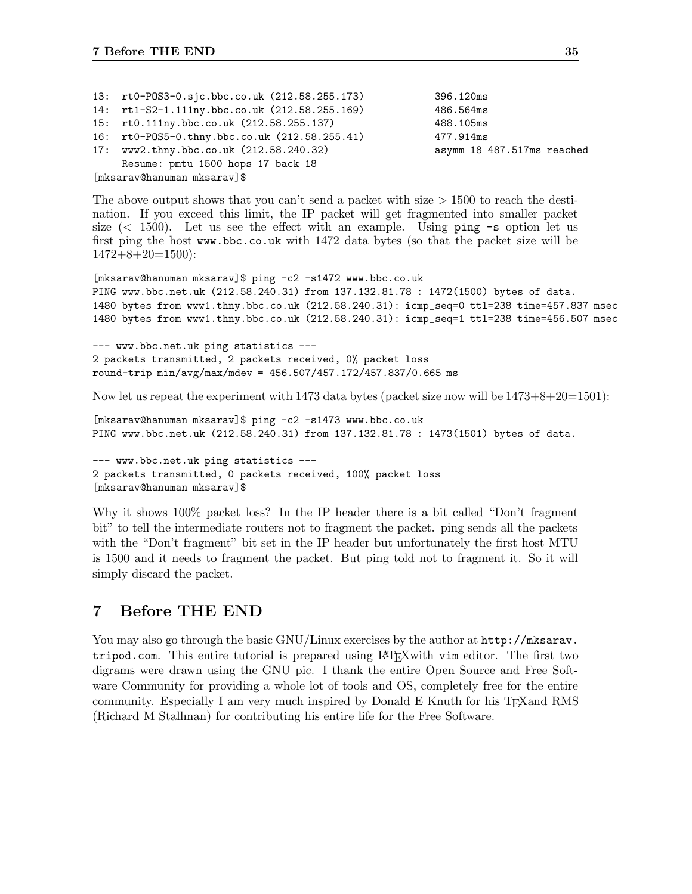```
13:  rt0-POS3-0.sjc.bbc.co.uk (212.58.255.173)           396.120ms
14:  rt1-S2-1.111ny.bbc.co.uk (212.58.255.169)           486.564ms
15:  rt0.111ny.bbc.co.uk (212.58.255.137)                488.105ms
16:  rt0-POS5-0.thny.bbc.co.uk (212.58.255.41)           477.914ms
17:  www2.thny.bbc.co.uk (212.58.240.32)                 asymm 18 487.517ms reached
     Resume: pmtu 1500 hops 17 back 18
[mksarav@hanuman mksarav]$
```

The above output shows that you can't send a packet with size $> 1500$ to reach the destination. If you exceed this limit, the IP packet will get fragmented into smaller packet size ($< 1500$). Let us see the effect with an example. Using `ping -s` option let us first ping the host `www.bbc.co.uk` with 1472 data bytes (so that the packet size will be $1472+8+20=1500$):

```
[mksarav@hanuman mksarav]$ ping -c2 -s1472 www.bbc.co.uk
PING www.bbc.net.uk (212.58.240.31) from 137.132.81.78 : 1472(1500) bytes of data.
1480 bytes from www1.thny.bbc.co.uk (212.58.240.31): icmp_seq=0 ttl=238 time=457.837 msec
1480 bytes from www1.thny.bbc.co.uk (212.58.240.31): icmp_seq=1 ttl=238 time=456.507 msec

--- www.bbc.net.uk ping statistics ---
2 packets transmitted, 2 packets received, 0% packet loss
round-trip min/avg/max/mdev = 456.507/457.172/457.837/0.665 ms
```

Now let us repeat the experiment with 1473 data bytes (packet size now will be $1473+8+20=1501$):

```
[mksarav@hanuman mksarav]$ ping -c2 -s1473 www.bbc.co.uk
PING www.bbc.net.uk (212.58.240.31) from 137.132.81.78 : 1473(1501) bytes of data.

--- www.bbc.net.uk ping statistics ---
2 packets transmitted, 0 packets received, 100% packet loss
[mksarav@hanuman mksarav]$
```

Why it shows 100% packet loss? In the IP header there is a bit called "Don't fragment bit" to tell the intermediate routers not to fragment the packet. ping sends all the packets with the "Don't fragment" bit set in the IP header but unfortunately the first host MTU is 1500 and it needs to fragment the packet. But ping told not to fragment it. So it will simply discard the packet.

## 7 Before THE END

You may also go through the basic GNU/Linux exercises by the author at `http://mksarav.tripod.com`. This entire tutorial is prepared using LaTeXwith `vim` editor. The first two digrams were drawn using the GNU pic. I thank the entire Open Source and Free Software Community for providing a whole lot of tools and OS, completely free for the entire community. Especially I am very much inspired by Donald E Knuth for his TeXand RMS (Richard M Stallman) for contributing his entire life for the Free Software.